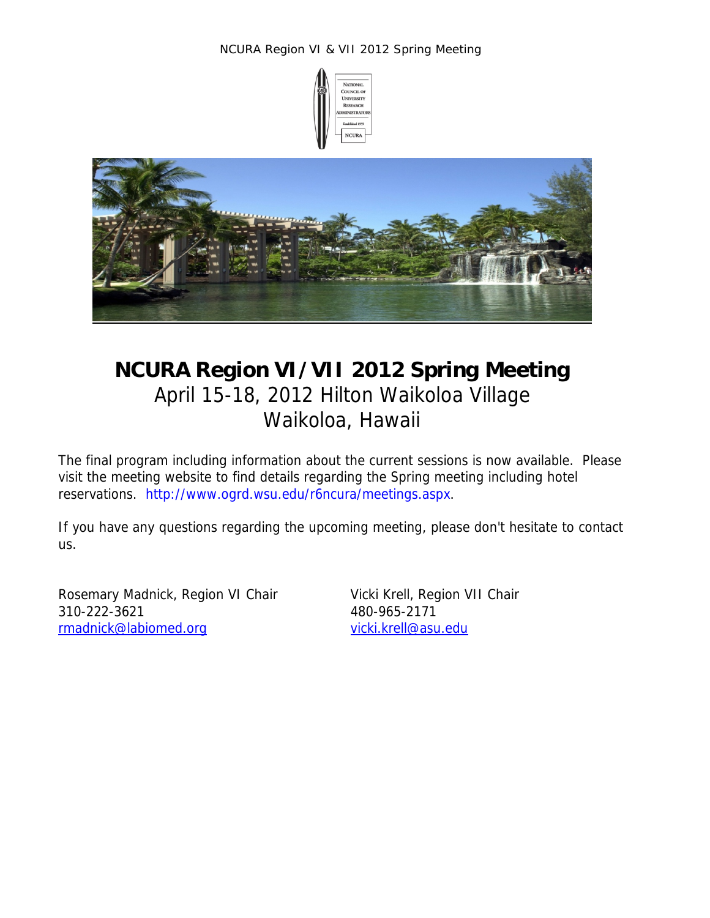NCURA Region VI & VII 2012 Spring Meeting

# NCURA Region VI / VII 2012 Spring Meeting

## April 15-18, 2012 Hilton Waikoloa Village
## Waikoloa, Hawaii

The final program including information about the current sessions is now available. Please visit the meeting website to find details regarding the Spring meeting including hotel reservations. http://www.ogrd.wsu.edu/r6ncura/meetings.aspx.

If you have any questions regarding the upcoming meeting, please don't hesitate to contact us.

Rosemary Madnick, Region VI Chair
310-222-3621
rmadnick@labiomed.org

Vicki Krell, Region VII Chair
480-965-2171
vicki.krell@asu.edu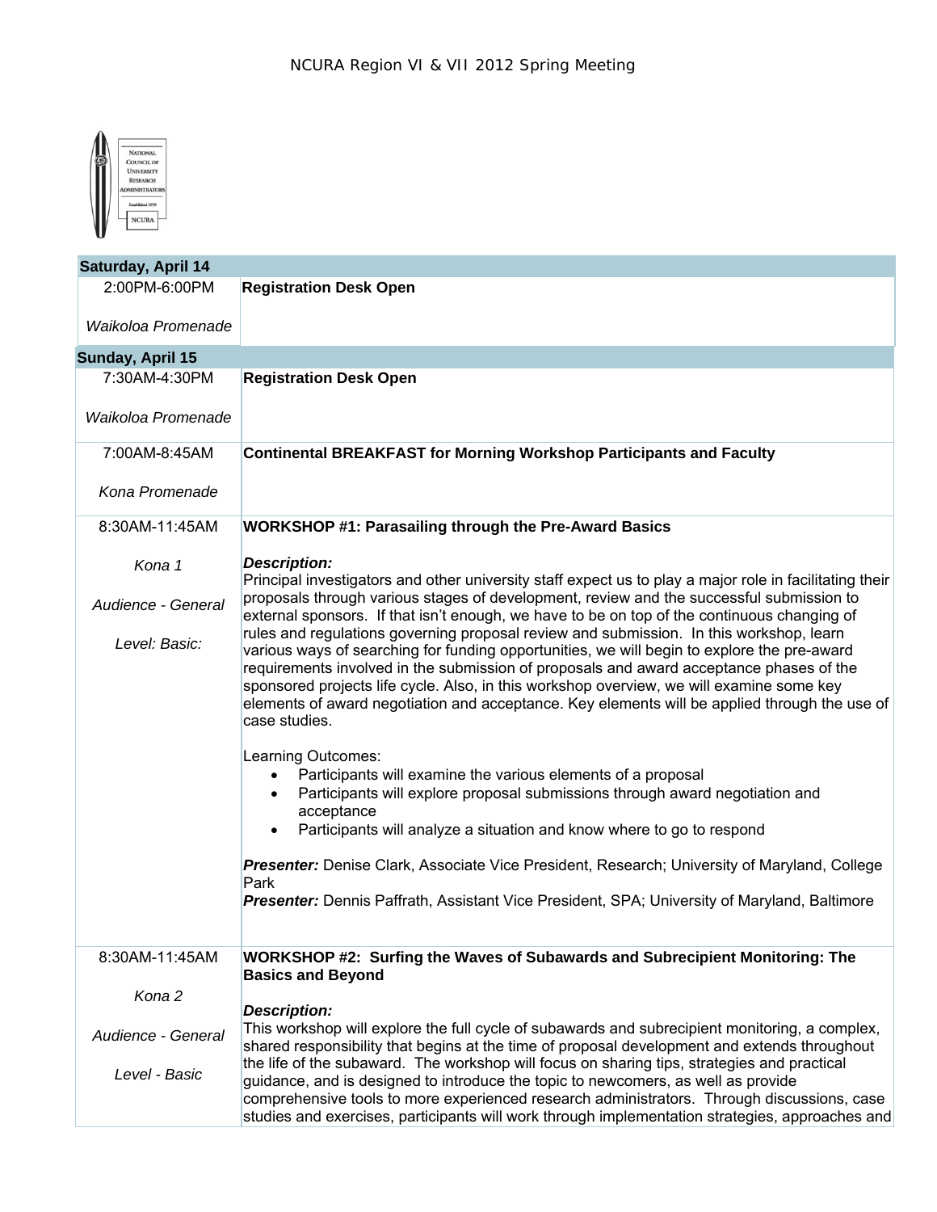| Saturday, April 14 | |
|---|---|
| 2:00PM-6:00PM<br><br>*Waikoloa Promenade* | **Registration Desk Open** |
| **Sunday, April 15** | |
| 7:30AM-4:30PM<br><br>*Waikoloa Promenade* | **Registration Desk Open** |
| 7:00AM-8:45AM<br><br>*Kona Promenade* | **Continental BREAKFAST for Morning Workshop Participants and Faculty** |
| 8:30AM-11:45AM<br><br>*Kona 1*<br><br>*Audience - General*<br><br>*Level: Basic:* | **WORKSHOP #1: Parasailing through the Pre-Award Basics**<br><br>***Description:***<br>Principal investigators and other university staff expect us to play a major role in facilitating their proposals through various stages of development, review and the successful submission to external sponsors. If that isn't enough, we have to be on top of the continuous changing of rules and regulations governing proposal review and submission. In this workshop, learn various ways of searching for funding opportunities, we will begin to explore the pre-award requirements involved in the submission of proposals and award acceptance phases of the sponsored projects life cycle. Also, in this workshop overview, we will examine some key elements of award negotiation and acceptance. Key elements will be applied through the use of case studies.<br><br>Learning Outcomes:<br>• Participants will examine the various elements of a proposal<br>• Participants will explore proposal submissions through award negotiation and acceptance<br>• Participants will analyze a situation and know where to go to respond<br><br>***Presenter:*** Denise Clark, Associate Vice President, Research; University of Maryland, College Park<br>***Presenter:*** Dennis Paffrath, Assistant Vice President, SPA; University of Maryland, Baltimore |
| 8:30AM-11:45AM<br><br>*Kona 2*<br><br>*Audience - General*<br><br>*Level - Basic* | **WORKSHOP #2: Surfing the Waves of Subawards and Subrecipient Monitoring: The Basics and Beyond**<br><br>***Description:***<br>This workshop will explore the full cycle of subawards and subrecipient monitoring, a complex, shared responsibility that begins at the time of proposal development and extends throughout the life of the subaward. The workshop will focus on sharing tips, strategies and practical guidance, and is designed to introduce the topic to newcomers, as well as provide comprehensive tools to more experienced research administrators. Through discussions, case studies and exercises, participants will work through implementation strategies, approaches and |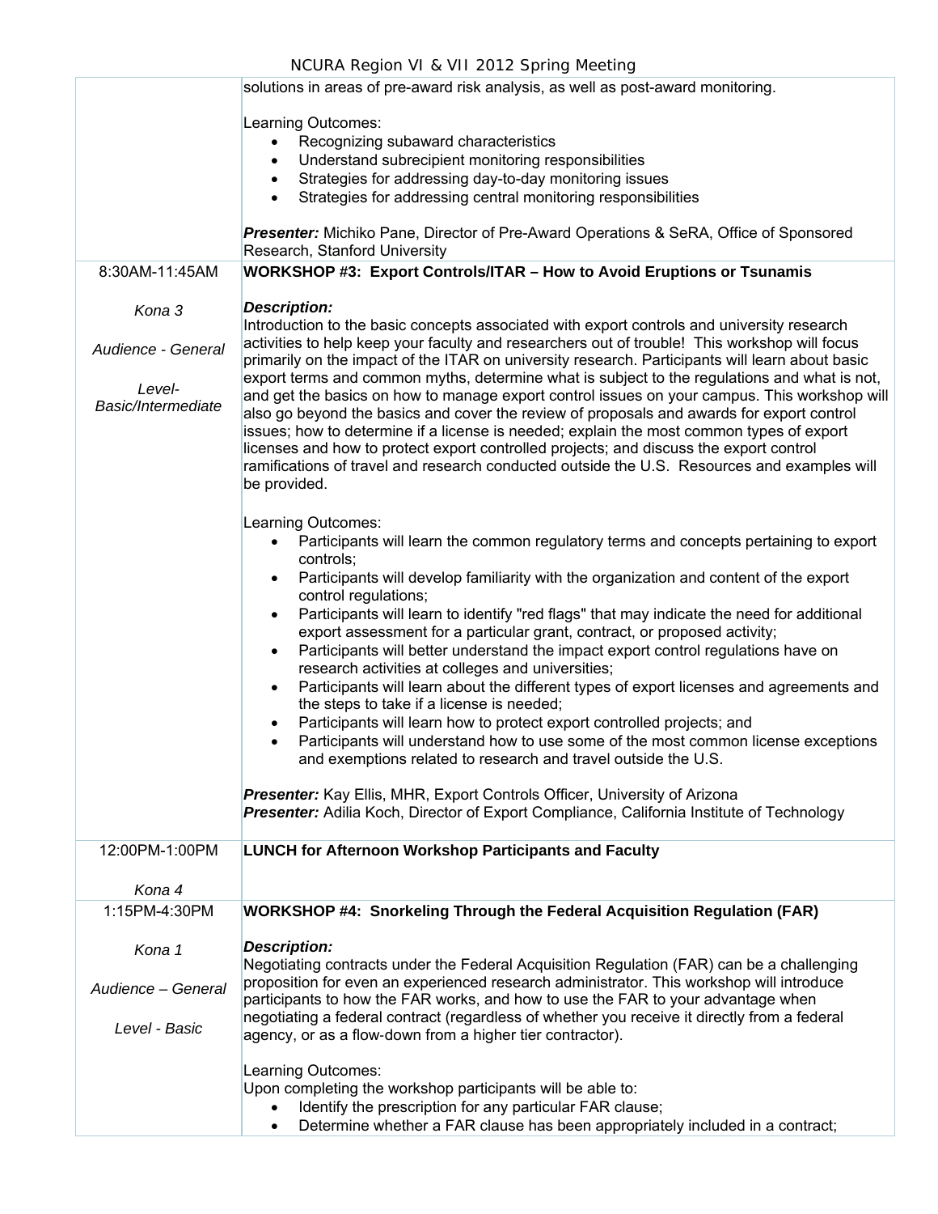| | |
|---|---|
| | solutions in areas of pre-award risk analysis, as well as post-award monitoring.<br><br>Learning Outcomes:<br>• Recognizing subaward characteristics<br>• Understand subrecipient monitoring responsibilities<br>• Strategies for addressing day-to-day monitoring issues<br>• Strategies for addressing central monitoring responsibilities<br><br>***Presenter:*** Michiko Pane, Director of Pre-Award Operations & SeRA, Office of Sponsored Research, Stanford University |
| 8:30AM-11:45AM<br><br>*Kona 3*<br><br>*Audience - General*<br><br>*Level- Basic/Intermediate* | **WORKSHOP #3: Export Controls/ITAR – How to Avoid Eruptions or Tsunamis**<br><br>***Description:***<br>Introduction to the basic concepts associated with export controls and university research activities to help keep your faculty and researchers out of trouble! This workshop will focus primarily on the impact of the ITAR on university research. Participants will learn about basic export terms and common myths, determine what is subject to the regulations and what is not, and get the basics on how to manage export control issues on your campus. This workshop will also go beyond the basics and cover the review of proposals and awards for export control issues; how to determine if a license is needed; explain the most common types of export licenses and how to protect export controlled projects; and discuss the export control ramifications of travel and research conducted outside the U.S. Resources and examples will be provided.<br><br>Learning Outcomes:<br>• Participants will learn the common regulatory terms and concepts pertaining to export controls;<br>• Participants will develop familiarity with the organization and content of the export control regulations;<br>• Participants will learn to identify "red flags" that may indicate the need for additional export assessment for a particular grant, contract, or proposed activity;<br>• Participants will better understand the impact export control regulations have on research activities at colleges and universities;<br>• Participants will learn about the different types of export licenses and agreements and the steps to take if a license is needed;<br>• Participants will learn how to protect export controlled projects; and<br>• Participants will understand how to use some of the most common license exceptions and exemptions related to research and travel outside the U.S.<br><br>***Presenter:*** Kay Ellis, MHR, Export Controls Officer, University of Arizona<br>***Presenter:*** Adilia Koch, Director of Export Compliance, California Institute of Technology |
| 12:00PM-1:00PM<br><br>*Kona 4* | **LUNCH for Afternoon Workshop Participants and Faculty** |
| 1:15PM-4:30PM<br><br>*Kona 1*<br><br>*Audience – General*<br><br>*Level - Basic* | **WORKSHOP #4: Snorkeling Through the Federal Acquisition Regulation (FAR)**<br><br>***Description:***<br>Negotiating contracts under the Federal Acquisition Regulation (FAR) can be a challenging proposition for even an experienced research administrator. This workshop will introduce participants to how the FAR works, and how to use the FAR to your advantage when negotiating a federal contract (regardless of whether you receive it directly from a federal agency, or as a flow-down from a higher tier contractor).<br><br>Learning Outcomes:<br>Upon completing the workshop participants will be able to:<br>• Identify the prescription for any particular FAR clause;<br>• Determine whether a FAR clause has been appropriately included in a contract; |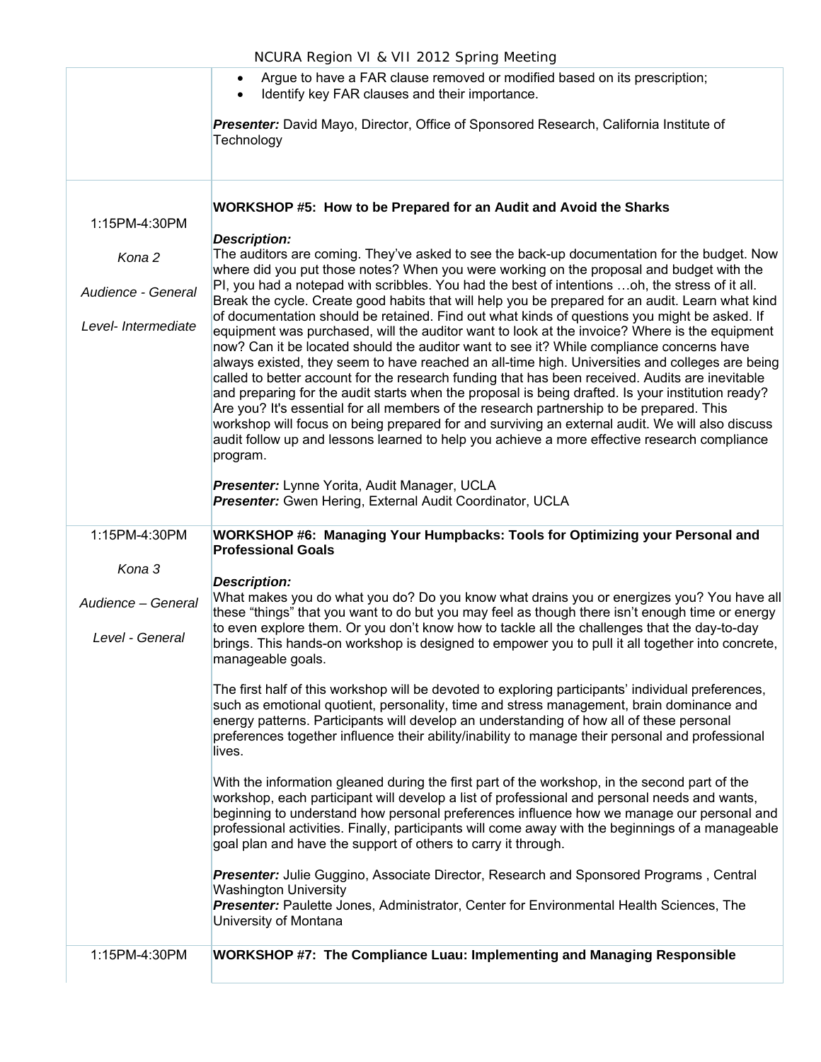- Argue to have a FAR clause removed or modified based on its prescription;
- Identify key FAR clauses and their importance.

***Presenter:*** David Mayo, Director, Office of Sponsored Research, California Institute of Technology

---

1:15PM-4:30PM

*Kona 2*

*Audience - General*

*Level- Intermediate*

**WORKSHOP #5: How to be Prepared for an Audit and Avoid the Sharks**

***Description:***
The auditors are coming. They've asked to see the back-up documentation for the budget. Now where did you put those notes? When you were working on the proposal and budget with the PI, you had a notepad with scribbles. You had the best of intentions …oh, the stress of it all. Break the cycle. Create good habits that will help you be prepared for an audit. Learn what kind of documentation should be retained. Find out what kinds of questions you might be asked. If equipment was purchased, will the auditor want to look at the invoice? Where is the equipment now? Can it be located should the auditor want to see it? While compliance concerns have always existed, they seem to have reached an all-time high. Universities and colleges are being called to better account for the research funding that has been received. Audits are inevitable and preparing for the audit starts when the proposal is being drafted. Is your institution ready? Are you? It's essential for all members of the research partnership to be prepared. This workshop will focus on being prepared for and surviving an external audit. We will also discuss audit follow up and lessons learned to help you achieve a more effective research compliance program.

***Presenter:*** Lynne Yorita, Audit Manager, UCLA
***Presenter:*** Gwen Hering, External Audit Coordinator, UCLA

---

1:15PM-4:30PM

*Kona 3*

*Audience – General*

*Level - General*

**WORKSHOP #6: Managing Your Humpbacks: Tools for Optimizing your Personal and Professional Goals**

***Description:***
What makes you do what you do? Do you know what drains you or energizes you? You have all these "things" that you want to do but you may feel as though there isn't enough time or energy to even explore them. Or you don't know how to tackle all the challenges that the day-to-day brings. This hands-on workshop is designed to empower you to pull it all together into concrete, manageable goals.

The first half of this workshop will be devoted to exploring participants' individual preferences, such as emotional quotient, personality, time and stress management, brain dominance and energy patterns. Participants will develop an understanding of how all of these personal preferences together influence their ability/inability to manage their personal and professional lives.

With the information gleaned during the first part of the workshop, in the second part of the workshop, each participant will develop a list of professional and personal needs and wants, beginning to understand how personal preferences influence how we manage our personal and professional activities. Finally, participants will come away with the beginnings of a manageable goal plan and have the support of others to carry it through.

***Presenter:*** Julie Guggino, Associate Director, Research and Sponsored Programs , Central Washington University
***Presenter:*** Paulette Jones, Administrator, Center for Environmental Health Sciences, The University of Montana

---

1:15PM-4:30PM

**WORKSHOP #7: The Compliance Luau: Implementing and Managing Responsible**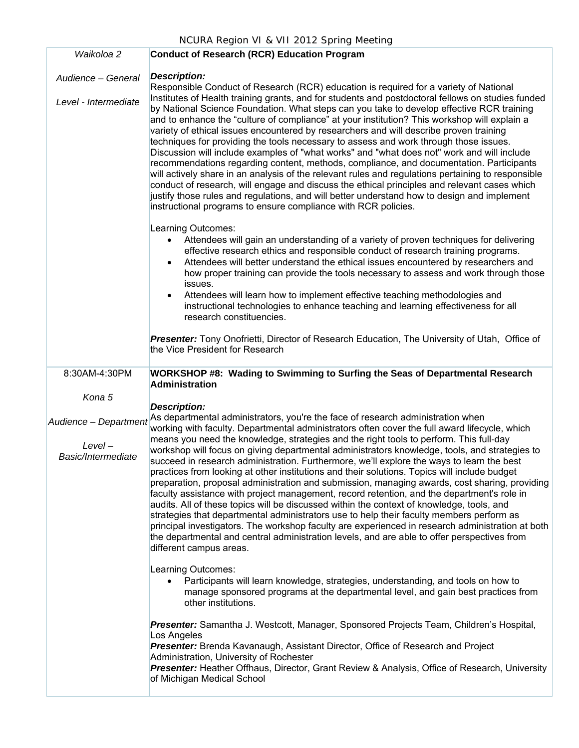| Waikoloa 2<br><br>Audience – General<br><br>Level - Intermediate | **Conduct of Research (RCR) Education Program**<br><br>***Description:***<br>Responsible Conduct of Research (RCR) education is required for a variety of National Institutes of Health training grants, and for students and postdoctoral fellows on studies funded by National Science Foundation. What steps can you take to develop effective RCR training and to enhance the "culture of compliance" at your institution? This workshop will explain a variety of ethical issues encountered by researchers and will describe proven training techniques for providing the tools necessary to assess and work through those issues. Discussion will include examples of "what works" and "what does not" work and will include recommendations regarding content, methods, compliance, and documentation. Participants will actively share in an analysis of the relevant rules and regulations pertaining to responsible conduct of research, will engage and discuss the ethical principles and relevant cases which justify those rules and regulations, and will better understand how to design and implement instructional programs to ensure compliance with RCR policies.<br><br>Learning Outcomes:<br>• Attendees will gain an understanding of a variety of proven techniques for delivering effective research ethics and responsible conduct of research training programs.<br>• Attendees will better understand the ethical issues encountered by researchers and how proper training can provide the tools necessary to assess and work through those issues.<br>• Attendees will learn how to implement effective teaching methodologies and instructional technologies to enhance teaching and learning effectiveness for all research constituencies.<br><br>***Presenter:*** Tony Onofrietti, Director of Research Education, The University of Utah, Office of the Vice President for Research |
|---|---|
| 8:30AM-4:30PM<br><br>Kona 5<br><br>Audience – Department<br><br>Level – Basic/Intermediate | **WORKSHOP #8: Wading to Swimming to Surfing the Seas of Departmental Research Administration**<br><br>***Description:***<br>As departmental administrators, you're the face of research administration when working with faculty. Departmental administrators often cover the full award lifecycle, which means you need the knowledge, strategies and the right tools to perform. This full-day workshop will focus on giving departmental administrators knowledge, tools, and strategies to succeed in research administration. Furthermore, we'll explore the ways to learn the best practices from looking at other institutions and their solutions. Topics will include budget preparation, proposal administration and submission, managing awards, cost sharing, providing faculty assistance with project management, record retention, and the department's role in audits. All of these topics will be discussed within the context of knowledge, tools, and strategies that departmental administrators use to help their faculty members perform as principal investigators. The workshop faculty are experienced in research administration at both the departmental and central administration levels, and are able to offer perspectives from different campus areas.<br><br>Learning Outcomes:<br>• Participants will learn knowledge, strategies, understanding, and tools on how to manage sponsored programs at the departmental level, and gain best practices from other institutions.<br><br>***Presenter:*** Samantha J. Westcott, Manager, Sponsored Projects Team, Children's Hospital, Los Angeles<br>***Presenter:*** Brenda Kavanaugh, Assistant Director, Office of Research and Project Administration, University of Rochester<br>***Presenter:*** Heather Offhaus, Director, Grant Review & Analysis, Office of Research, University of Michigan Medical School |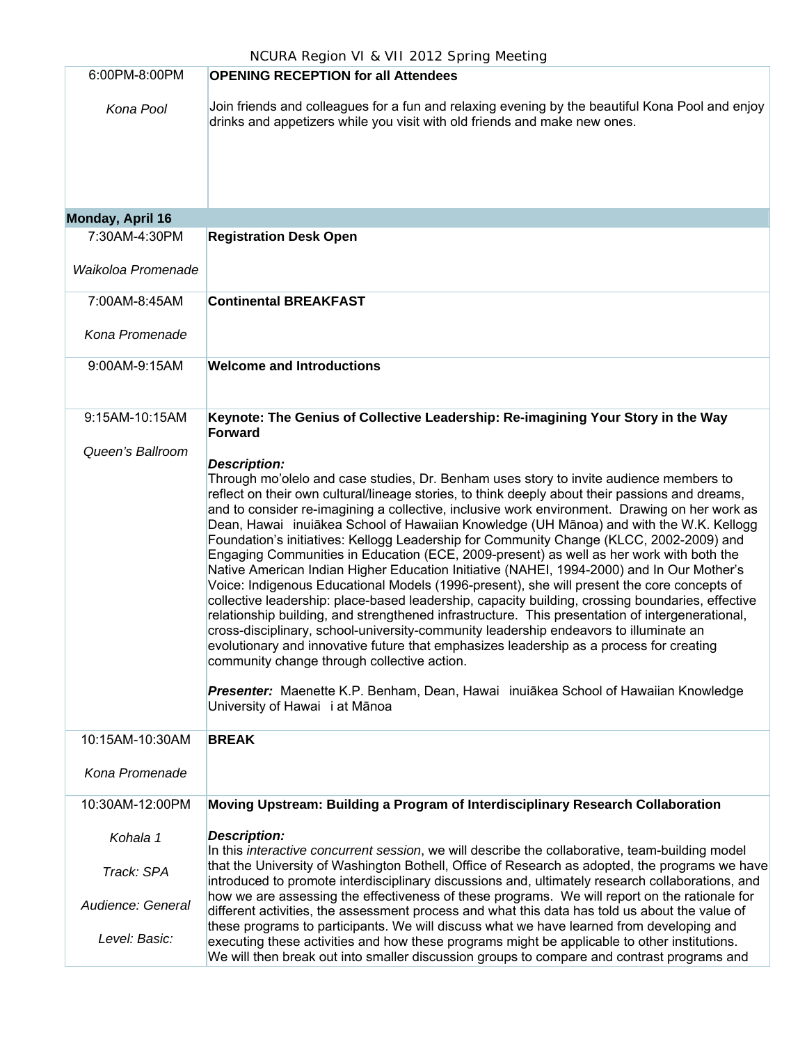| | |
|---|---|
| 6:00PM-8:00PM<br><br>*Kona Pool* | **OPENING RECEPTION for all Attendees**<br><br>Join friends and colleagues for a fun and relaxing evening by the beautiful Kona Pool and enjoy drinks and appetizers while you visit with old friends and make new ones. |
| **Monday, April 16** | |
| 7:30AM-4:30PM<br><br>*Waikoloa Promenade* | **Registration Desk Open** |
| 7:00AM-8:45AM<br><br>*Kona Promenade* | **Continental BREAKFAST** |
| 9:00AM-9:15AM | **Welcome and Introductions** |
| 9:15AM-10:15AM<br><br>*Queen's Ballroom* | **Keynote: The Genius of Collective Leadership: Re-imagining Your Story in the Way Forward**<br><br>***Description:***<br>Through mo'olelo and case studies, Dr. Benham uses story to invite audience members to reflect on their own cultural/lineage stories, to think deeply about their passions and dreams, and to consider re-imagining a collective, inclusive work environment. Drawing on her work as Dean, Hawai inuiākea School of Hawaiian Knowledge (UH Mānoa) and with the W.K. Kellogg Foundation's initiatives: Kellogg Leadership for Community Change (KLCC, 2002-2009) and Engaging Communities in Education (ECE, 2009-present) as well as her work with both the Native American Indian Higher Education Initiative (NAHEI, 1994-2000) and In Our Mother's Voice: Indigenous Educational Models (1996-present), she will present the core concepts of collective leadership: place-based leadership, capacity building, crossing boundaries, effective relationship building, and strengthened infrastructure. This presentation of intergenerational, cross-disciplinary, school-university-community leadership endeavors to illuminate an evolutionary and innovative future that emphasizes leadership as a process for creating community change through collective action.<br><br>***Presenter:*** Maenette K.P. Benham, Dean, Hawai inuiākea School of Hawaiian Knowledge University of Hawai i at Mānoa |
| 10:15AM-10:30AM<br><br>*Kona Promenade* | **BREAK** |
| 10:30AM-12:00PM<br><br>*Kohala 1*<br><br>*Track: SPA*<br><br>*Audience: General*<br><br>*Level: Basic:* | **Moving Upstream: Building a Program of Interdisciplinary Research Collaboration**<br><br>***Description:***<br>In this *interactive concurrent session*, we will describe the collaborative, team-building model that the University of Washington Bothell, Office of Research as adopted, the programs we have introduced to promote interdisciplinary discussions and, ultimately research collaborations, and how we are assessing the effectiveness of these programs. We will report on the rationale for different activities, the assessment process and what this data has told us about the value of these programs to participants. We will discuss what we have learned from developing and executing these activities and how these programs might be applicable to other institutions. We will then break out into smaller discussion groups to compare and contrast programs and |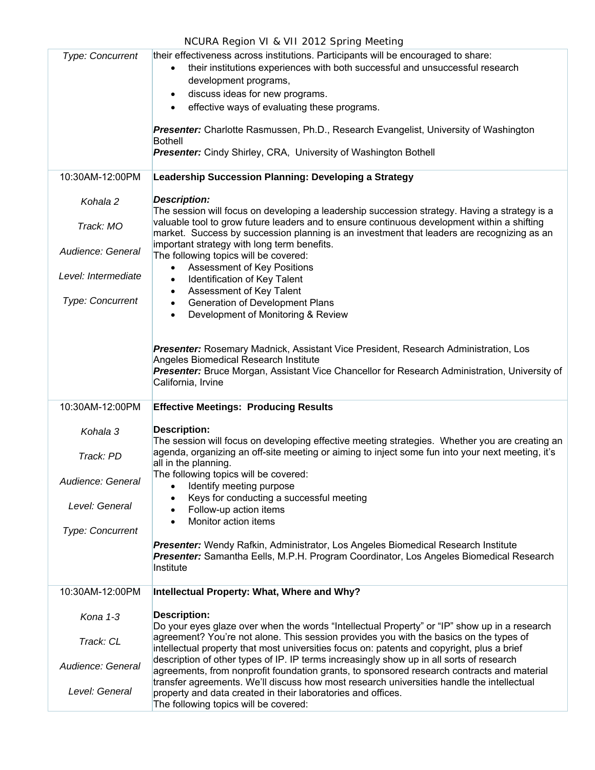| | |
|---|---|
| *Type: Concurrent* | their effectiveness across institutions. Participants will be encouraged to share:<br>• their institutions experiences with both successful and unsuccessful research development programs,<br>• discuss ideas for new programs.<br>• effective ways of evaluating these programs.<br><br>***Presenter:*** Charlotte Rasmussen, Ph.D., Research Evangelist, University of Washington Bothell<br>***Presenter:*** Cindy Shirley, CRA, University of Washington Bothell |
| 10:30AM-12:00PM<br><br>*Kohala 2*<br><br>*Track: MO*<br><br>*Audience: General*<br><br>*Level: Intermediate*<br><br>*Type: Concurrent* | **Leadership Succession Planning: Developing a Strategy**<br><br>***Description:***<br>The session will focus on developing a leadership succession strategy. Having a strategy is a valuable tool to grow future leaders and to ensure continuous development within a shifting market. Success by succession planning is an investment that leaders are recognizing as an important strategy with long term benefits.<br>The following topics will be covered:<br>• Assessment of Key Positions<br>• Identification of Key Talent<br>• Assessment of Key Talent<br>• Generation of Development Plans<br>• Development of Monitoring & Review<br><br>***Presenter:*** Rosemary Madnick, Assistant Vice President, Research Administration, Los Angeles Biomedical Research Institute<br>***Presenter:*** Bruce Morgan, Assistant Vice Chancellor for Research Administration, University of California, Irvine |
| 10:30AM-12:00PM<br><br>*Kohala 3*<br><br>*Track: PD*<br><br>*Audience: General*<br><br>*Level: General*<br><br>*Type: Concurrent* | **Effective Meetings: Producing Results**<br><br>**Description:**<br>The session will focus on developing effective meeting strategies. Whether you are creating an agenda, organizing an off-site meeting or aiming to inject some fun into your next meeting, it's all in the planning.<br>The following topics will be covered:<br>• Identify meeting purpose<br>• Keys for conducting a successful meeting<br>• Follow-up action items<br>• Monitor action items<br><br>***Presenter:*** Wendy Rafkin, Administrator, Los Angeles Biomedical Research Institute<br>***Presenter:*** Samantha Eells, M.P.H. Program Coordinator, Los Angeles Biomedical Research Institute |
| 10:30AM-12:00PM<br><br>*Kona 1-3*<br><br>*Track: CL*<br><br>*Audience: General*<br><br>*Level: General* | **Intellectual Property: What, Where and Why?**<br><br>**Description:**<br>Do your eyes glaze over when the words "Intellectual Property" or "IP" show up in a research agreement? You're not alone. This session provides you with the basics on the types of intellectual property that most universities focus on: patents and copyright, plus a brief description of other types of IP. IP terms increasingly show up in all sorts of research agreements, from nonprofit foundation grants, to sponsored research contracts and material transfer agreements. We'll discuss how most research universities handle the intellectual property and data created in their laboratories and offices.<br>The following topics will be covered: |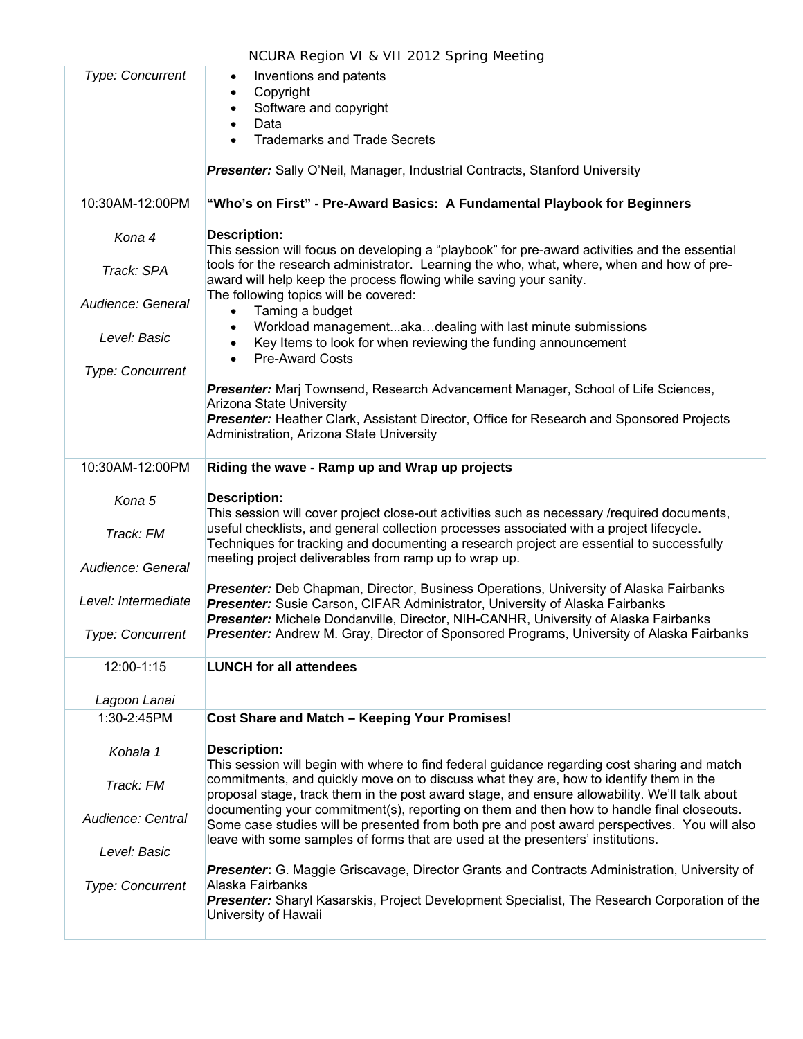| | |
|---|---|
| *Type: Concurrent* | • Inventions and patents<br>• Copyright<br>• Software and copyright<br>• Data<br>• Trademarks and Trade Secrets<br><br>***Presenter:*** Sally O'Neil, Manager, Industrial Contracts, Stanford University |
| 10:30AM-12:00PM<br><br>*Kona 4*<br><br>*Track: SPA*<br><br>*Audience: General*<br><br>*Level: Basic*<br><br>*Type: Concurrent* | **"Who's on First" - Pre-Award Basics: A Fundamental Playbook for Beginners**<br><br>**Description:**<br>This session will focus on developing a "playbook" for pre-award activities and the essential tools for the research administrator. Learning the who, what, where, when and how of pre-award will help keep the process flowing while saving your sanity.<br>The following topics will be covered:<br>• Taming a budget<br>• Workload management...aka…dealing with last minute submissions<br>• Key Items to look for when reviewing the funding announcement<br>• Pre-Award Costs<br><br>***Presenter:*** Marj Townsend, Research Advancement Manager, School of Life Sciences, Arizona State University<br>***Presenter:*** Heather Clark, Assistant Director, Office for Research and Sponsored Projects Administration, Arizona State University |
| 10:30AM-12:00PM<br><br>*Kona 5*<br><br>*Track: FM*<br><br>*Audience: General*<br><br>*Level: Intermediate*<br><br>*Type: Concurrent* | **Riding the wave - Ramp up and Wrap up projects**<br><br>**Description:**<br>This session will cover project close-out activities such as necessary /required documents, useful checklists, and general collection processes associated with a project lifecycle. Techniques for tracking and documenting a research project are essential to successfully meeting project deliverables from ramp up to wrap up.<br><br>***Presenter:*** Deb Chapman, Director, Business Operations, University of Alaska Fairbanks<br>***Presenter:*** Susie Carson, CIFAR Administrator, University of Alaska Fairbanks<br>***Presenter:*** Michele Dondanville, Director, NIH-CANHR, University of Alaska Fairbanks<br>***Presenter:*** Andrew M. Gray, Director of Sponsored Programs, University of Alaska Fairbanks |
| 12:00-1:15<br><br>*Lagoon Lanai* | **LUNCH for all attendees** |
| 1:30-2:45PM<br><br>*Kohala 1*<br><br>*Track: FM*<br><br>*Audience: Central*<br><br>*Level: Basic*<br><br>*Type: Concurrent* | **Cost Share and Match – Keeping Your Promises!**<br><br>**Description:**<br>This session will begin with where to find federal guidance regarding cost sharing and match commitments, and quickly move on to discuss what they are, how to identify them in the proposal stage, track them in the post award stage, and ensure allowability. We'll talk about documenting your commitment(s), reporting on them and then how to handle final closeouts. Some case studies will be presented from both pre and post award perspectives. You will also leave with some samples of forms that are used at the presenters' institutions.<br><br>***Presenter*:** G. Maggie Griscavage, Director Grants and Contracts Administration, University of Alaska Fairbanks<br>***Presenter:*** Sharyl Kasarskis, Project Development Specialist, The Research Corporation of the University of Hawaii |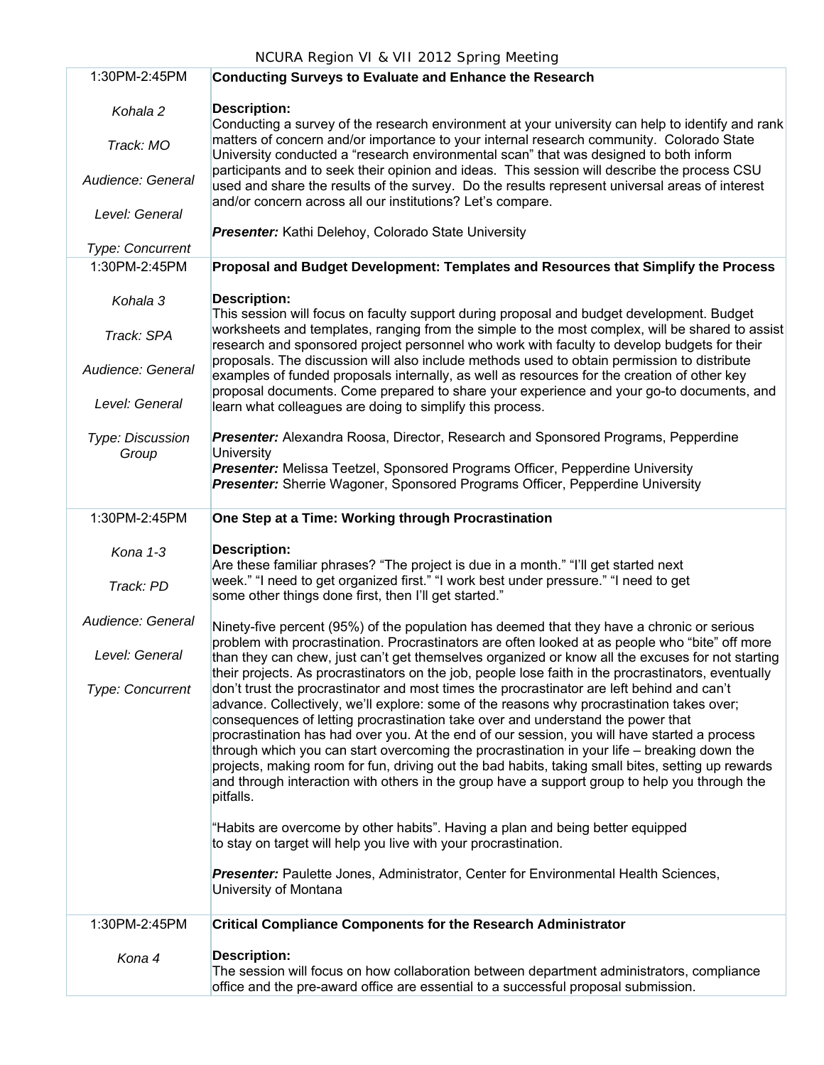| | |
|---|---|
| 1:30PM-2:45PM<br><br>*Kohala 2*<br><br>*Track: MO*<br><br>*Audience: General*<br><br>*Level: General*<br><br>*Type: Concurrent* | **Conducting Surveys to Evaluate and Enhance the Research**<br><br>**Description:**<br>Conducting a survey of the research environment at your university can help to identify and rank matters of concern and/or importance to your internal research community. Colorado State University conducted a "research environmental scan" that was designed to both inform participants and to seek their opinion and ideas. This session will describe the process CSU used and share the results of the survey. Do the results represent universal areas of interest and/or concern across all our institutions? Let's compare.<br><br>***Presenter:*** Kathi Delehoy, Colorado State University |
| 1:30PM-2:45PM<br><br>*Kohala 3*<br><br>*Track: SPA*<br><br>*Audience: General*<br><br>*Level: General*<br><br>*Type: Discussion Group* | **Proposal and Budget Development: Templates and Resources that Simplify the Process**<br><br>**Description:**<br>This session will focus on faculty support during proposal and budget development. Budget worksheets and templates, ranging from the simple to the most complex, will be shared to assist research and sponsored project personnel who work with faculty to develop budgets for their proposals. The discussion will also include methods used to obtain permission to distribute examples of funded proposals internally, as well as resources for the creation of other key proposal documents. Come prepared to share your experience and your go-to documents, and learn what colleagues are doing to simplify this process.<br><br>***Presenter:*** Alexandra Roosa, Director, Research and Sponsored Programs, Pepperdine University<br>***Presenter:*** Melissa Teetzel, Sponsored Programs Officer, Pepperdine University<br>***Presenter:*** Sherrie Wagoner, Sponsored Programs Officer, Pepperdine University |
| 1:30PM-2:45PM<br><br>*Kona 1-3*<br><br>*Track: PD*<br><br>*Audience: General*<br><br>*Level: General*<br><br>*Type: Concurrent* | **One Step at a Time: Working through Procrastination**<br><br>**Description:**<br>Are these familiar phrases? "The project is due in a month." "I'll get started next week." "I need to get organized first." "I work best under pressure." "I need to get some other things done first, then I'll get started."<br><br>Ninety-five percent (95%) of the population has deemed that they have a chronic or serious problem with procrastination. Procrastinators are often looked at as people who "bite" off more than they can chew, just can't get themselves organized or know all the excuses for not starting their projects. As procrastinators on the job, people lose faith in the procrastinators, eventually don't trust the procrastinator and most times the procrastinator are left behind and can't advance. Collectively, we'll explore: some of the reasons why procrastination takes over; consequences of letting procrastination take over and understand the power that procrastination has had over you. At the end of our session, you will have started a process through which you can start overcoming the procrastination in your life – breaking down the projects, making room for fun, driving out the bad habits, taking small bites, setting up rewards and through interaction with others in the group have a support group to help you through the pitfalls.<br><br>"Habits are overcome by other habits". Having a plan and being better equipped to stay on target will help you live with your procrastination.<br><br>***Presenter:*** Paulette Jones, Administrator, Center for Environmental Health Sciences, University of Montana |
| 1:30PM-2:45PM<br><br>*Kona 4* | **Critical Compliance Components for the Research Administrator**<br><br>**Description:**<br>The session will focus on how collaboration between department administrators, compliance office and the pre-award office are essential to a successful proposal submission. |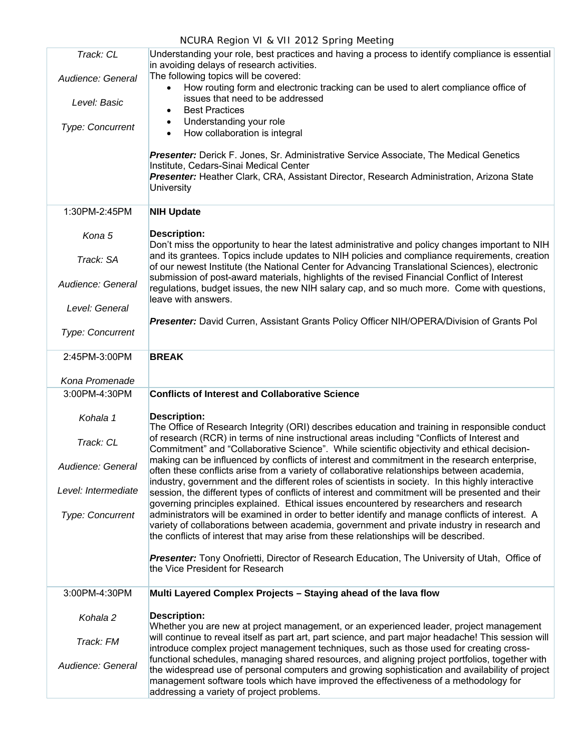| | |
|---|---|
| *Track: CL*<br><br>*Audience: General*<br><br>*Level: Basic*<br><br>*Type: Concurrent* | Understanding your role, best practices and having a process to identify compliance is essential in avoiding delays of research activities.<br>The following topics will be covered:<br>• How routing form and electronic tracking can be used to alert compliance office of issues that need to be addressed<br>• Best Practices<br>• Understanding your role<br>• How collaboration is integral<br><br>***Presenter:*** Derick F. Jones, Sr. Administrative Service Associate, The Medical Genetics Institute, Cedars-Sinai Medical Center<br>***Presenter:*** Heather Clark, CRA, Assistant Director, Research Administration, Arizona State University |
| 1:30PM-2:45PM<br><br>*Kona 5*<br><br>*Track: SA*<br><br>*Audience: General*<br><br>*Level: General*<br><br>*Type: Concurrent* | **NIH Update**<br><br>**Description:**<br>Don't miss the opportunity to hear the latest administrative and policy changes important to NIH and its grantees. Topics include updates to NIH policies and compliance requirements, creation of our newest Institute (the National Center for Advancing Translational Sciences), electronic submission of post-award materials, highlights of the revised Financial Conflict of Interest regulations, budget issues, the new NIH salary cap, and so much more. Come with questions, leave with answers.<br><br>***Presenter:*** David Curren, Assistant Grants Policy Officer NIH/OPERA/Division of Grants Pol |
| 2:45PM-3:00PM<br><br>*Kona Promenade* | **BREAK** |
| 3:00PM-4:30PM<br><br>*Kohala 1*<br><br>*Track: CL*<br><br>*Audience: General*<br><br>*Level: Intermediate*<br><br>*Type: Concurrent* | **Conflicts of Interest and Collaborative Science**<br><br>**Description:**<br>The Office of Research Integrity (ORI) describes education and training in responsible conduct of research (RCR) in terms of nine instructional areas including "Conflicts of Interest and Commitment" and "Collaborative Science". While scientific objectivity and ethical decision-making can be influenced by conflicts of interest and commitment in the research enterprise, often these conflicts arise from a variety of collaborative relationships between academia, industry, government and the different roles of scientists in society. In this highly interactive session, the different types of conflicts of interest and commitment will be presented and their governing principles explained. Ethical issues encountered by researchers and research administrators will be examined in order to better identify and manage conflicts of interest. A variety of collaborations between academia, government and private industry in research and the conflicts of interest that may arise from these relationships will be described.<br><br>***Presenter:*** Tony Onofrietti, Director of Research Education, The University of Utah, Office of the Vice President for Research |
| 3:00PM-4:30PM<br><br>*Kohala 2*<br><br>*Track: FM*<br><br>*Audience: General* | **Multi Layered Complex Projects – Staying ahead of the lava flow**<br><br>**Description:**<br>Whether you are new at project management, or an experienced leader, project management will continue to reveal itself as part art, part science, and part major headache! This session will introduce complex project management techniques, such as those used for creating cross-functional schedules, managing shared resources, and aligning project portfolios, together with the widespread use of personal computers and growing sophistication and availability of project management software tools which have improved the effectiveness of a methodology for addressing a variety of project problems. |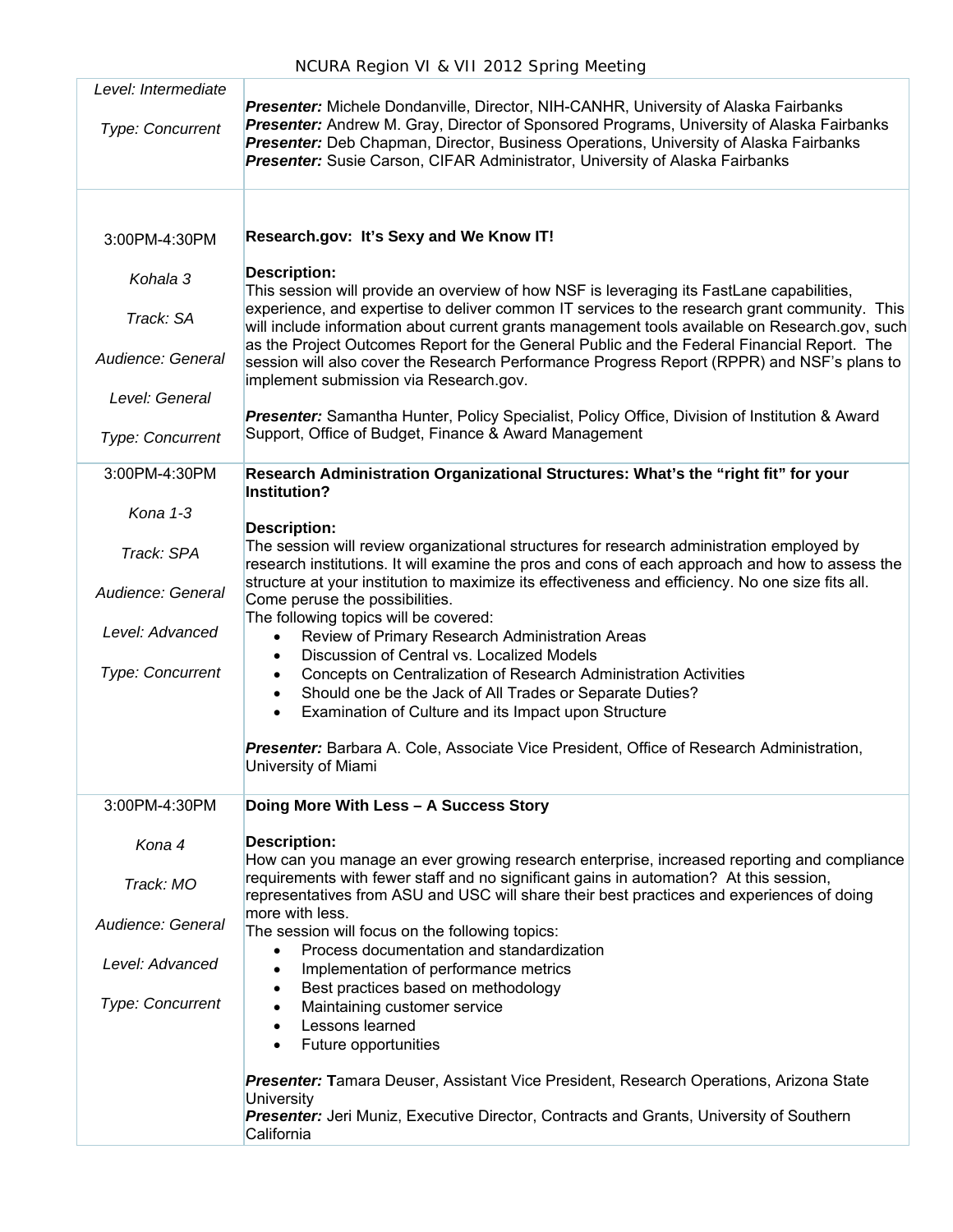| | |
|---|---|
| *Level: Intermediate*<br><br>*Type: Concurrent* | ***Presenter:*** Michele Dondanville, Director, NIH-CANHR, University of Alaska Fairbanks<br>***Presenter:*** Andrew M. Gray, Director of Sponsored Programs, University of Alaska Fairbanks<br>***Presenter:*** Deb Chapman, Director, Business Operations, University of Alaska Fairbanks<br>***Presenter:*** Susie Carson, CIFAR Administrator, University of Alaska Fairbanks |
| 3:00PM-4:30PM<br><br>*Kohala 3*<br><br>*Track: SA*<br><br>*Audience: General*<br><br>*Level: General*<br><br>*Type: Concurrent* | **Research.gov: It's Sexy and We Know IT!**<br><br>**Description:**<br>This session will provide an overview of how NSF is leveraging its FastLane capabilities, experience, and expertise to deliver common IT services to the research grant community. This will include information about current grants management tools available on Research.gov, such as the Project Outcomes Report for the General Public and the Federal Financial Report. The session will also cover the Research Performance Progress Report (RPPR) and NSF's plans to implement submission via Research.gov.<br><br>***Presenter:*** Samantha Hunter, Policy Specialist, Policy Office, Division of Institution & Award Support, Office of Budget, Finance & Award Management |
| 3:00PM-4:30PM<br><br>*Kona 1-3*<br><br>*Track: SPA*<br><br>*Audience: General*<br><br>*Level: Advanced*<br><br>*Type: Concurrent* | **Research Administration Organizational Structures: What's the "right fit" for your Institution?**<br><br>**Description:**<br>The session will review organizational structures for research administration employed by research institutions. It will examine the pros and cons of each approach and how to assess the structure at your institution to maximize its effectiveness and efficiency. No one size fits all. Come peruse the possibilities.<br>The following topics will be covered:<br>• Review of Primary Research Administration Areas<br>• Discussion of Central vs. Localized Models<br>• Concepts on Centralization of Research Administration Activities<br>• Should one be the Jack of All Trades or Separate Duties?<br>• Examination of Culture and its Impact upon Structure<br><br>***Presenter:*** Barbara A. Cole, Associate Vice President, Office of Research Administration, University of Miami |
| 3:00PM-4:30PM<br><br>*Kona 4*<br><br>*Track: MO*<br><br>*Audience: General*<br><br>*Level: Advanced*<br><br>*Type: Concurrent* | **Doing More With Less – A Success Story**<br><br>**Description:**<br>How can you manage an ever growing research enterprise, increased reporting and compliance requirements with fewer staff and no significant gains in automation? At this session, representatives from ASU and USC will share their best practices and experiences of doing more with less.<br>The session will focus on the following topics:<br>• Process documentation and standardization<br>• Implementation of performance metrics<br>• Best practices based on methodology<br>• Maintaining customer service<br>• Lessons learned<br>• Future opportunities<br><br>***Presenter:*** **T**amara Deuser, Assistant Vice President, Research Operations, Arizona State University<br>***Presenter:*** Jeri Muniz, Executive Director, Contracts and Grants, University of Southern California |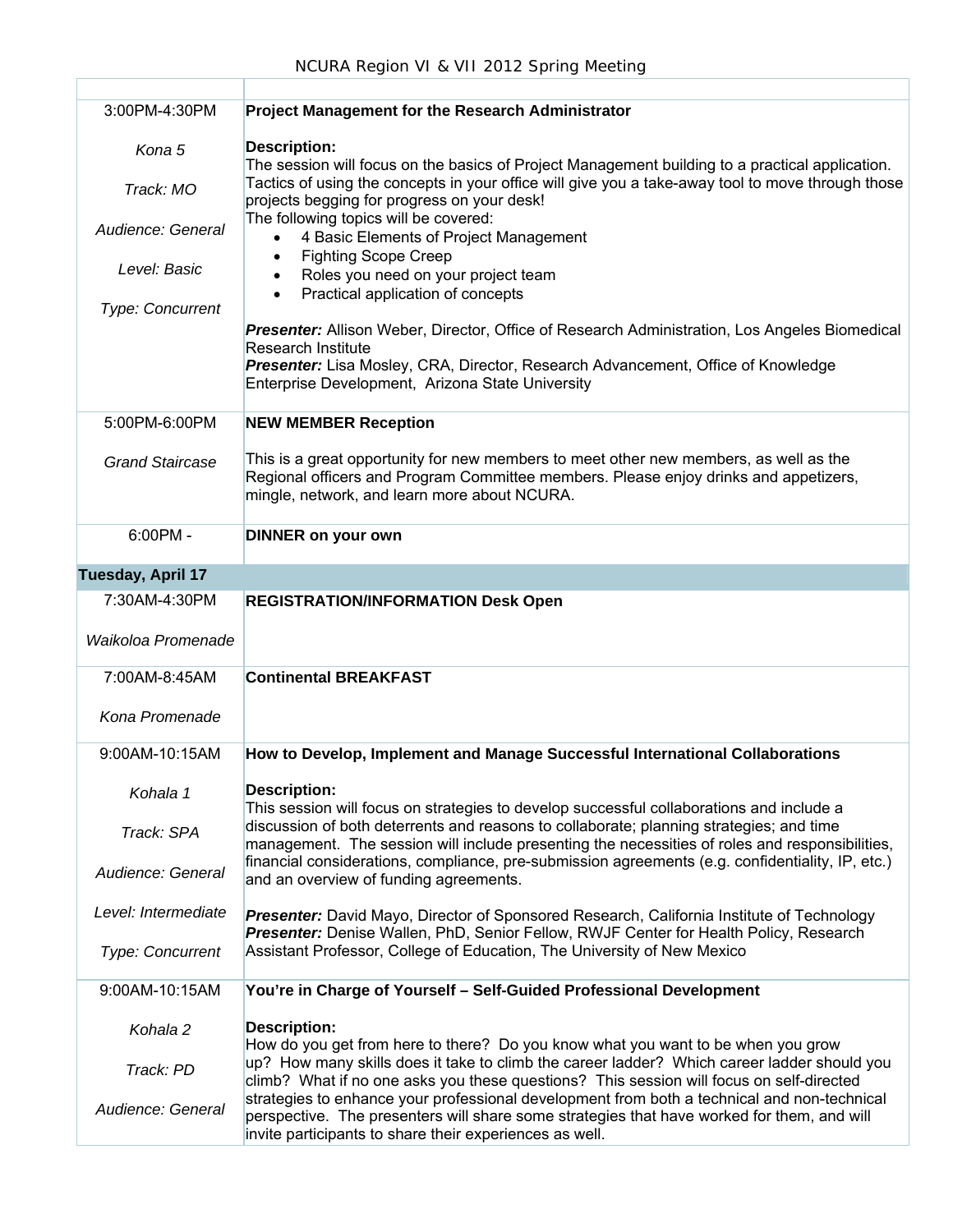| | |
|---|---|
| 3:00PM-4:30PM<br><br>*Kona 5*<br><br>*Track: MO*<br><br>*Audience: General*<br><br>*Level: Basic*<br><br>*Type: Concurrent* | **Project Management for the Research Administrator**<br><br>**Description:**<br>The session will focus on the basics of Project Management building to a practical application. Tactics of using the concepts in your office will give you a take-away tool to move through those projects begging for progress on your desk!<br>The following topics will be covered:<br>• 4 Basic Elements of Project Management<br>• Fighting Scope Creep<br>• Roles you need on your project team<br>• Practical application of concepts<br><br>***Presenter:*** Allison Weber, Director, Office of Research Administration, Los Angeles Biomedical Research Institute<br>***Presenter:*** Lisa Mosley, CRA, Director, Research Advancement, Office of Knowledge Enterprise Development, Arizona State University |
| 5:00PM-6:00PM<br><br>*Grand Staircase* | **NEW MEMBER Reception**<br><br>This is a great opportunity for new members to meet other new members, as well as the Regional officers and Program Committee members. Please enjoy drinks and appetizers, mingle, network, and learn more about NCURA. |
| 6:00PM - | **DINNER on your own** |
| **Tuesday, April 17** | |
| 7:30AM-4:30PM<br><br>*Waikoloa Promenade* | **REGISTRATION/INFORMATION Desk Open** |
| 7:00AM-8:45AM<br><br>*Kona Promenade* | **Continental BREAKFAST** |
| 9:00AM-10:15AM<br><br>*Kohala 1*<br><br>*Track: SPA*<br><br>*Audience: General*<br><br>*Level: Intermediate*<br><br>*Type: Concurrent* | **How to Develop, Implement and Manage Successful International Collaborations**<br><br>**Description:**<br>This session will focus on strategies to develop successful collaborations and include a discussion of both deterrents and reasons to collaborate; planning strategies; and time management. The session will include presenting the necessities of roles and responsibilities, financial considerations, compliance, pre-submission agreements (e.g. confidentiality, IP, etc.) and an overview of funding agreements.<br><br>***Presenter:*** David Mayo, Director of Sponsored Research, California Institute of Technology<br>***Presenter:*** Denise Wallen, PhD, Senior Fellow, RWJF Center for Health Policy, Research Assistant Professor, College of Education, The University of New Mexico |
| 9:00AM-10:15AM<br><br>*Kohala 2*<br><br>*Track: PD*<br><br>*Audience: General* | **You're in Charge of Yourself – Self-Guided Professional Development**<br><br>**Description:**<br>How do you get from here to there? Do you know what you want to be when you grow up? How many skills does it take to climb the career ladder? Which career ladder should you climb? What if no one asks you these questions? This session will focus on self-directed strategies to enhance your professional development from both a technical and non-technical perspective. The presenters will share some strategies that have worked for them, and will invite participants to share their experiences as well. |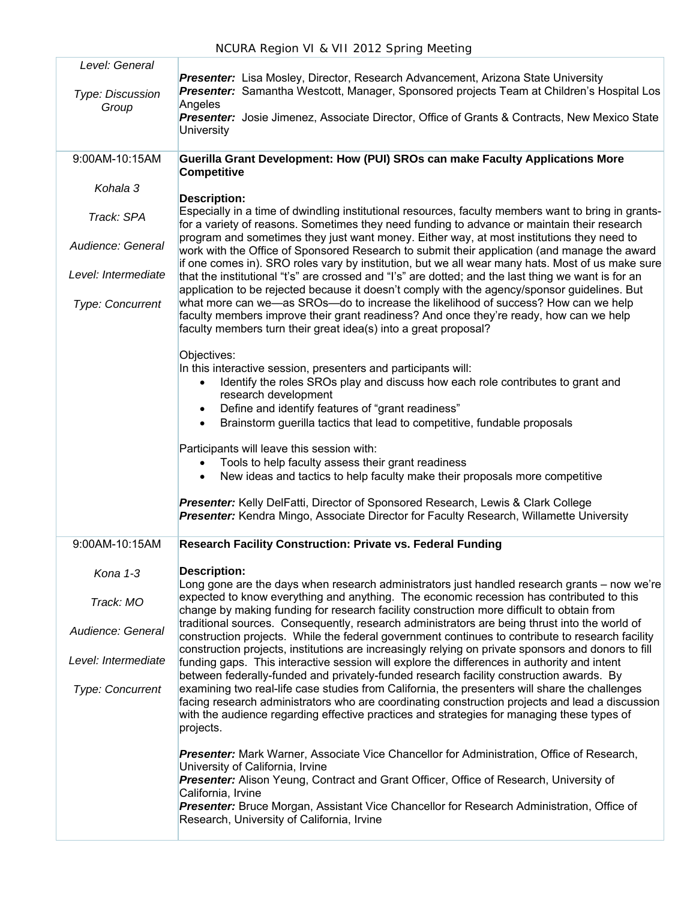| | |
|---|---|
| *Level: General*<br><br>*Type: Discussion Group* | ***Presenter:*** Lisa Mosley, Director, Research Advancement, Arizona State University<br>***Presenter:*** Samantha Westcott, Manager, Sponsored projects Team at Children's Hospital Los Angeles<br>***Presenter:*** Josie Jimenez, Associate Director, Office of Grants & Contracts, New Mexico State University |
| 9:00AM-10:15AM<br><br>*Kohala 3*<br><br>*Track: SPA*<br><br>*Audience: General*<br><br>*Level: Intermediate*<br><br>*Type: Concurrent* | **Guerilla Grant Development: How (PUI) SROs can make Faculty Applications More Competitive**<br><br>**Description:**<br>Especially in a time of dwindling institutional resources, faculty members want to bring in grants-for a variety of reasons. Sometimes they need funding to advance or maintain their research program and sometimes they just want money. Either way, at most institutions they need to work with the Office of Sponsored Research to submit their application (and manage the award if one comes in). SRO roles vary by institution, but we all wear many hats. Most of us make sure that the institutional "t's" are crossed and "I's" are dotted; and the last thing we want is for an application to be rejected because it doesn't comply with the agency/sponsor guidelines. But what more can we—as SROs—do to increase the likelihood of success? How can we help faculty members improve their grant readiness? And once they're ready, how can we help faculty members turn their great idea(s) into a great proposal?<br><br>Objectives:<br>In this interactive session, presenters and participants will:<br>• Identify the roles SROs play and discuss how each role contributes to grant and research development<br>• Define and identify features of "grant readiness"<br>• Brainstorm guerilla tactics that lead to competitive, fundable proposals<br><br>Participants will leave this session with:<br>• Tools to help faculty assess their grant readiness<br>• New ideas and tactics to help faculty make their proposals more competitive<br><br>***Presenter:*** Kelly DelFatti, Director of Sponsored Research, Lewis & Clark College<br>***Presenter:*** Kendra Mingo, Associate Director for Faculty Research, Willamette University |
| 9:00AM-10:15AM<br><br>*Kona 1-3*<br><br>*Track: MO*<br><br>*Audience: General*<br><br>*Level: Intermediate*<br><br>*Type: Concurrent* | **Research Facility Construction: Private vs. Federal Funding**<br><br>**Description:**<br>Long gone are the days when research administrators just handled research grants – now we're expected to know everything and anything. The economic recession has contributed to this change by making funding for research facility construction more difficult to obtain from traditional sources. Consequently, research administrators are being thrust into the world of construction projects. While the federal government continues to contribute to research facility construction projects, institutions are increasingly relying on private sponsors and donors to fill funding gaps. This interactive session will explore the differences in authority and intent between federally-funded and privately-funded research facility construction awards. By examining two real-life case studies from California, the presenters will share the challenges facing research administrators who are coordinating construction projects and lead a discussion with the audience regarding effective practices and strategies for managing these types of projects.<br><br>***Presenter:*** Mark Warner, Associate Vice Chancellor for Administration, Office of Research, University of California, Irvine<br>***Presenter:*** Alison Yeung, Contract and Grant Officer, Office of Research, University of California, Irvine<br>***Presenter:*** Bruce Morgan, Assistant Vice Chancellor for Research Administration, Office of Research, University of California, Irvine |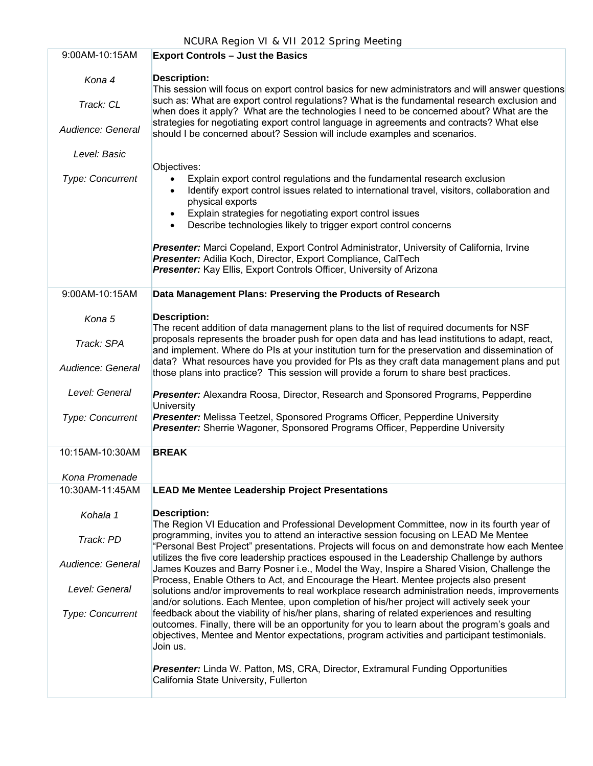| | |
|---|---|
| 9:00AM-10:15AM<br><br>*Kona 4*<br><br>*Track: CL*<br><br>*Audience: General*<br><br>*Level: Basic*<br><br>*Type: Concurrent* | **Export Controls – Just the Basics**<br><br>**Description:**<br>This session will focus on export control basics for new administrators and will answer questions such as: What are export control regulations? What is the fundamental research exclusion and when does it apply? What are the technologies I need to be concerned about? What are the strategies for negotiating export control language in agreements and contracts? What else should I be concerned about? Session will include examples and scenarios.<br><br>Objectives:<br>• Explain export control regulations and the fundamental research exclusion<br>• Identify export control issues related to international travel, visitors, collaboration and physical exports<br>• Explain strategies for negotiating export control issues<br>• Describe technologies likely to trigger export control concerns<br><br>***Presenter:*** Marci Copeland, Export Control Administrator, University of California, Irvine<br>***Presenter:*** Adilia Koch, Director, Export Compliance, CalTech<br>***Presenter:*** Kay Ellis, Export Controls Officer, University of Arizona |
| 9:00AM-10:15AM<br><br>*Kona 5*<br><br>*Track: SPA*<br><br>*Audience: General*<br><br>*Level: General*<br><br>*Type: Concurrent* | **Data Management Plans: Preserving the Products of Research**<br><br>**Description:**<br>The recent addition of data management plans to the list of required documents for NSF proposals represents the broader push for open data and has lead institutions to adapt, react, and implement. Where do PIs at your institution turn for the preservation and dissemination of data? What resources have you provided for PIs as they craft data management plans and put those plans into practice? This session will provide a forum to share best practices.<br><br>***Presenter:*** Alexandra Roosa, Director, Research and Sponsored Programs, Pepperdine University<br>***Presenter:*** Melissa Teetzel, Sponsored Programs Officer, Pepperdine University<br>***Presenter:*** Sherrie Wagoner, Sponsored Programs Officer, Pepperdine University |
| 10:15AM-10:30AM<br><br>*Kona Promenade* | **BREAK** |
| 10:30AM-11:45AM<br><br>*Kohala 1*<br><br>*Track: PD*<br><br>*Audience: General*<br><br>*Level: General*<br><br>*Type: Concurrent* | **LEAD Me Mentee Leadership Project Presentations**<br><br>**Description:**<br>The Region VI Education and Professional Development Committee, now in its fourth year of programming, invites you to attend an interactive session focusing on LEAD Me Mentee "Personal Best Project" presentations. Projects will focus on and demonstrate how each Mentee utilizes the five core leadership practices espoused in the Leadership Challenge by authors James Kouzes and Barry Posner i.e., Model the Way, Inspire a Shared Vision, Challenge the Process, Enable Others to Act, and Encourage the Heart. Mentee projects also present solutions and/or improvements to real workplace research administration needs, improvements and/or solutions. Each Mentee, upon completion of his/her project will actively seek your feedback about the viability of his/her plans, sharing of related experiences and resulting outcomes. Finally, there will be an opportunity for you to learn about the program's goals and objectives, Mentee and Mentor expectations, program activities and participant testimonials. Join us.<br><br>***Presenter:*** Linda W. Patton, MS, CRA, Director, Extramural Funding Opportunities California State University, Fullerton |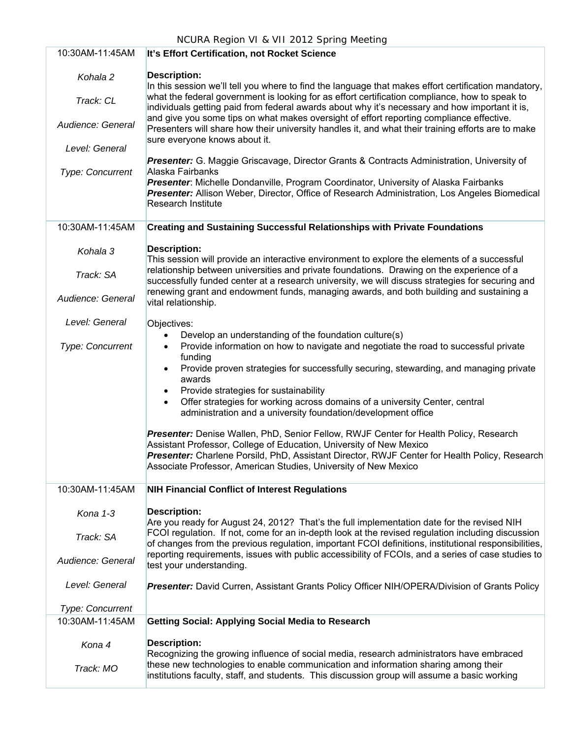| | |
|---|---|
| 10:30AM-11:45AM<br><br>*Kohala 2*<br><br>*Track: CL*<br><br>*Audience: General*<br><br>*Level: General*<br><br>*Type: Concurrent* | **It's Effort Certification, not Rocket Science**<br><br>**Description:**<br>In this session we'll tell you where to find the language that makes effort certification mandatory, what the federal government is looking for as effort certification compliance, how to speak to individuals getting paid from federal awards about why it's necessary and how important it is, and give you some tips on what makes oversight of effort reporting compliance effective. Presenters will share how their university handles it, and what their training efforts are to make sure everyone knows about it.<br><br>***Presenter:*** G. Maggie Griscavage, Director Grants & Contracts Administration, University of Alaska Fairbanks<br>***Presenter***: Michelle Dondanville, Program Coordinator, University of Alaska Fairbanks<br>***Presenter:*** Allison Weber, Director, Office of Research Administration, Los Angeles Biomedical Research Institute |
| 10:30AM-11:45AM<br><br>*Kohala 3*<br><br>*Track: SA*<br><br>*Audience: General*<br><br>*Level: General*<br><br>*Type: Concurrent* | **Creating and Sustaining Successful Relationships with Private Foundations**<br><br>**Description:**<br>This session will provide an interactive environment to explore the elements of a successful relationship between universities and private foundations. Drawing on the experience of a successfully funded center at a research university, we will discuss strategies for securing and renewing grant and endowment funds, managing awards, and both building and sustaining a vital relationship.<br><br>Objectives:<br>• Develop an understanding of the foundation culture(s)<br>• Provide information on how to navigate and negotiate the road to successful private funding<br>• Provide proven strategies for successfully securing, stewarding, and managing private awards<br>• Provide strategies for sustainability<br>• Offer strategies for working across domains of a university Center, central administration and a university foundation/development office<br><br>***Presenter:*** Denise Wallen, PhD, Senior Fellow, RWJF Center for Health Policy, Research Assistant Professor, College of Education, University of New Mexico<br>***Presenter:*** Charlene Porsild, PhD, Assistant Director, RWJF Center for Health Policy, Research Associate Professor, American Studies, University of New Mexico |
| 10:30AM-11:45AM<br><br>*Kona 1-3*<br><br>*Track: SA*<br><br>*Audience: General*<br><br>*Level: General*<br><br>*Type: Concurrent* | **NIH Financial Conflict of Interest Regulations**<br><br>**Description:**<br>Are you ready for August 24, 2012? That's the full implementation date for the revised NIH FCOI regulation. If not, come for an in-depth look at the revised regulation including discussion of changes from the previous regulation, important FCOI definitions, institutional responsibilities, reporting requirements, issues with public accessibility of FCOIs, and a series of case studies to test your understanding.<br><br>***Presenter:*** David Curren, Assistant Grants Policy Officer NIH/OPERA/Division of Grants Policy |
| 10:30AM-11:45AM<br><br>*Kona 4*<br><br>*Track: MO* | **Getting Social: Applying Social Media to Research**<br><br>**Description:**<br>Recognizing the growing influence of social media, research administrators have embraced these new technologies to enable communication and information sharing among their institutions faculty, staff, and students. This discussion group will assume a basic working |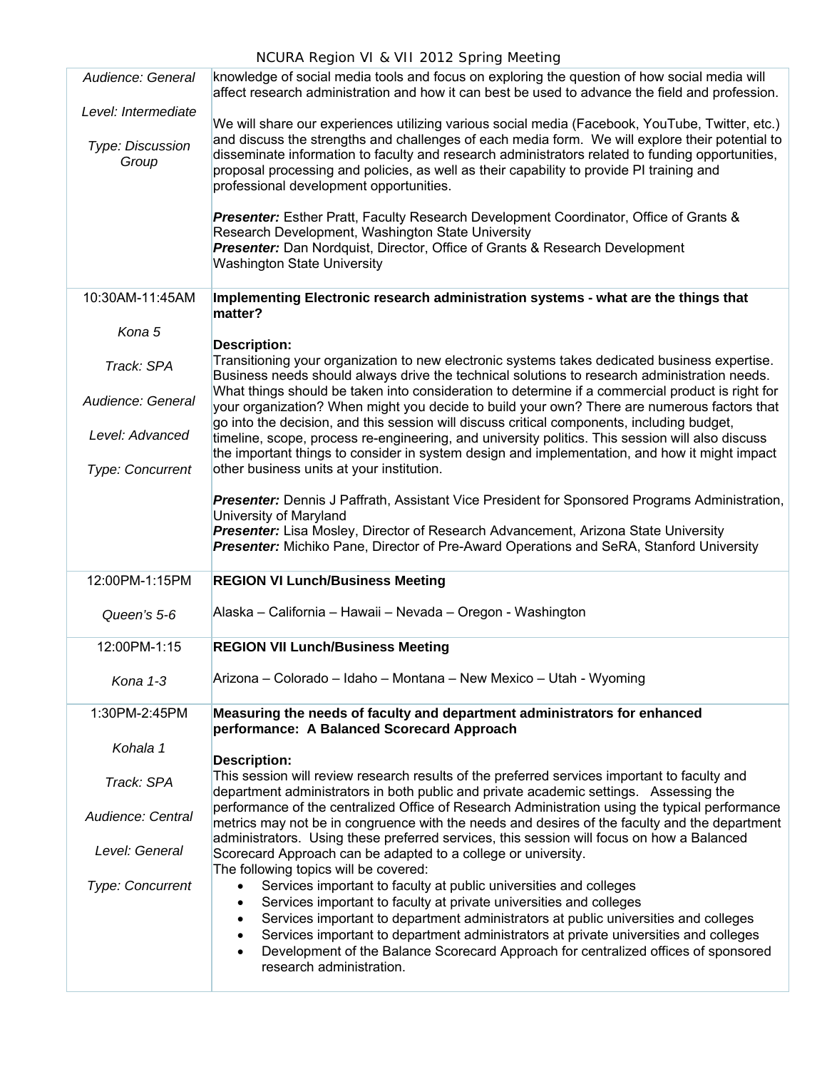| | |
|---|---|
| *Audience: General*<br><br>*Level: Intermediate*<br><br>*Type: Discussion Group* | knowledge of social media tools and focus on exploring the question of how social media will affect research administration and how it can best be used to advance the field and profession.<br><br>We will share our experiences utilizing various social media (Facebook, YouTube, Twitter, etc.) and discuss the strengths and challenges of each media form. We will explore their potential to disseminate information to faculty and research administrators related to funding opportunities, proposal processing and policies, as well as their capability to provide PI training and professional development opportunities.<br><br>***Presenter:*** Esther Pratt, Faculty Research Development Coordinator, Office of Grants & Research Development, Washington State University<br>***Presenter:*** Dan Nordquist, Director, Office of Grants & Research Development Washington State University |
| 10:30AM-11:45AM<br><br>*Kona 5*<br><br>*Track: SPA*<br><br>*Audience: General*<br><br>*Level: Advanced*<br><br>*Type: Concurrent* | **Implementing Electronic research administration systems - what are the things that matter?**<br><br>**Description:**<br>Transitioning your organization to new electronic systems takes dedicated business expertise. Business needs should always drive the technical solutions to research administration needs. What things should be taken into consideration to determine if a commercial product is right for your organization? When might you decide to build your own? There are numerous factors that go into the decision, and this session will discuss critical components, including budget, timeline, scope, process re-engineering, and university politics. This session will also discuss the important things to consider in system design and implementation, and how it might impact other business units at your institution.<br><br>***Presenter:*** Dennis J Paffrath, Assistant Vice President for Sponsored Programs Administration, University of Maryland<br>***Presenter:*** Lisa Mosley, Director of Research Advancement, Arizona State University<br>***Presenter:*** Michiko Pane, Director of Pre-Award Operations and SeRA, Stanford University |
| 12:00PM-1:15PM<br><br>*Queen's 5-6* | **REGION VI Lunch/Business Meeting**<br><br>Alaska – California – Hawaii – Nevada – Oregon - Washington |
| 12:00PM-1:15<br><br>*Kona 1-3* | **REGION VII Lunch/Business Meeting**<br><br>Arizona – Colorado – Idaho – Montana – New Mexico – Utah - Wyoming |
| 1:30PM-2:45PM<br><br>*Kohala 1*<br><br>*Track: SPA*<br><br>*Audience: Central*<br><br>*Level: General*<br><br>*Type: Concurrent* | **Measuring the needs of faculty and department administrators for enhanced performance: A Balanced Scorecard Approach**<br><br>**Description:**<br>This session will review research results of the preferred services important to faculty and department administrators in both public and private academic settings. Assessing the performance of the centralized Office of Research Administration using the typical performance metrics may not be in congruence with the needs and desires of the faculty and the department administrators. Using these preferred services, this session will focus on how a Balanced Scorecard Approach can be adapted to a college or university.<br>The following topics will be covered:<br>• Services important to faculty at public universities and colleges<br>• Services important to faculty at private universities and colleges<br>• Services important to department administrators at public universities and colleges<br>• Services important to department administrators at private universities and colleges<br>• Development of the Balance Scorecard Approach for centralized offices of sponsored research administration. |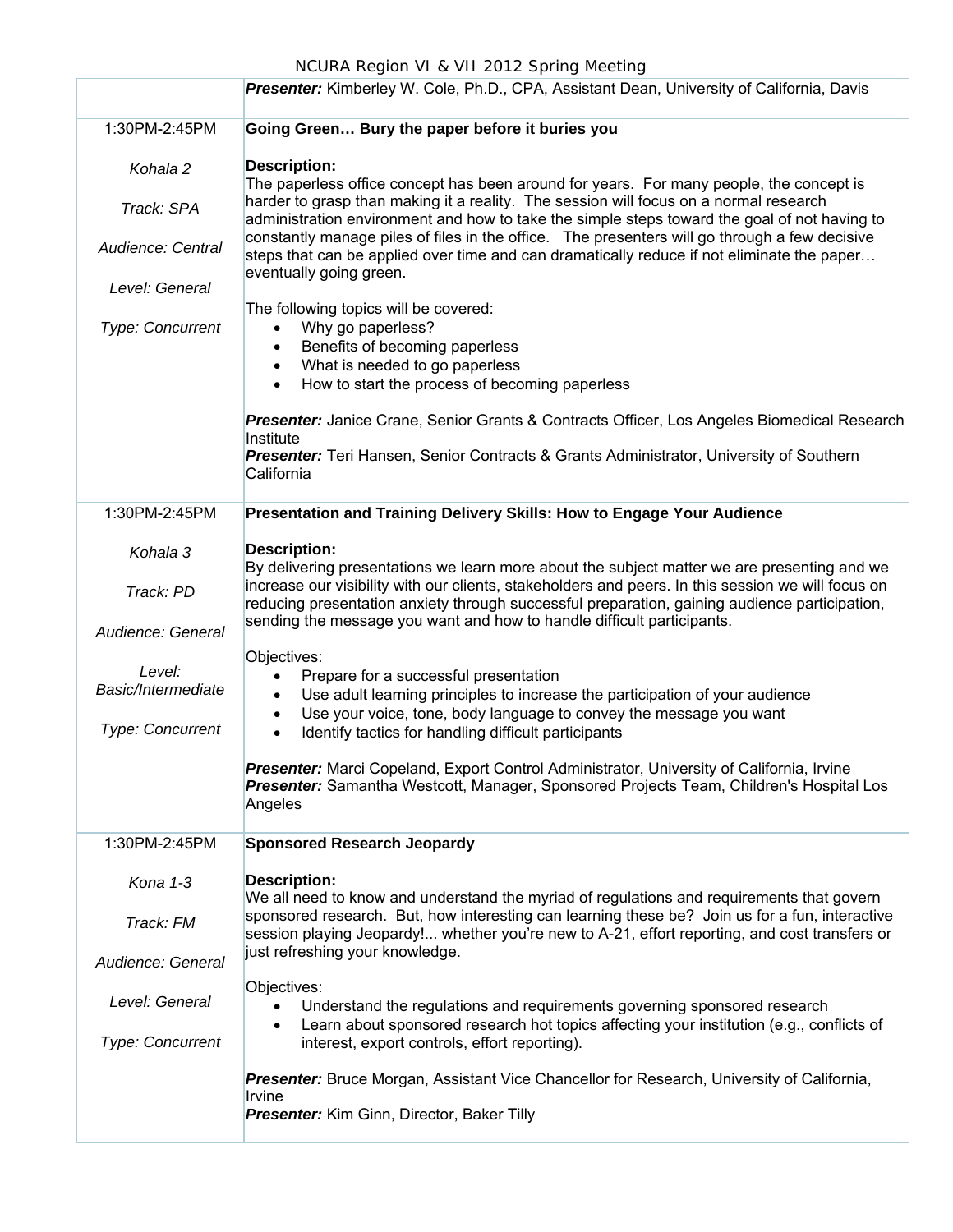| | |
|---|---|
| | ***Presenter:*** Kimberley W. Cole, Ph.D., CPA, Assistant Dean, University of California, Davis |
| 1:30PM-2:45PM<br><br>*Kohala 2*<br><br>*Track: SPA*<br><br>*Audience: Central*<br><br>*Level: General*<br><br>*Type: Concurrent* | **Going Green… Bury the paper before it buries you**<br><br>**Description:**<br>The paperless office concept has been around for years. For many people, the concept is harder to grasp than making it a reality. The session will focus on a normal research administration environment and how to take the simple steps toward the goal of not having to constantly manage piles of files in the office. The presenters will go through a few decisive steps that can be applied over time and can dramatically reduce if not eliminate the paper… eventually going green.<br><br>The following topics will be covered:<br>• Why go paperless?<br>• Benefits of becoming paperless<br>• What is needed to go paperless<br>• How to start the process of becoming paperless<br><br>***Presenter:*** Janice Crane, Senior Grants & Contracts Officer, Los Angeles Biomedical Research Institute<br>***Presenter:*** Teri Hansen, Senior Contracts & Grants Administrator, University of Southern California |
| 1:30PM-2:45PM<br><br>*Kohala 3*<br><br>*Track: PD*<br><br>*Audience: General*<br><br>*Level: Basic/Intermediate*<br><br>*Type: Concurrent* | **Presentation and Training Delivery Skills: How to Engage Your Audience**<br><br>**Description:**<br>By delivering presentations we learn more about the subject matter we are presenting and we increase our visibility with our clients, stakeholders and peers. In this session we will focus on reducing presentation anxiety through successful preparation, gaining audience participation, sending the message you want and how to handle difficult participants.<br><br>Objectives:<br>• Prepare for a successful presentation<br>• Use adult learning principles to increase the participation of your audience<br>• Use your voice, tone, body language to convey the message you want<br>• Identify tactics for handling difficult participants<br><br>***Presenter:*** Marci Copeland, Export Control Administrator, University of California, Irvine<br>***Presenter:*** Samantha Westcott, Manager, Sponsored Projects Team, Children's Hospital Los Angeles |
| 1:30PM-2:45PM<br><br>*Kona 1-3*<br><br>*Track: FM*<br><br>*Audience: General*<br><br>*Level: General*<br><br>*Type: Concurrent* | **Sponsored Research Jeopardy**<br><br>**Description:**<br>We all need to know and understand the myriad of regulations and requirements that govern sponsored research. But, how interesting can learning these be? Join us for a fun, interactive session playing Jeopardy!... whether you're new to A-21, effort reporting, and cost transfers or just refreshing your knowledge.<br><br>Objectives:<br>• Understand the regulations and requirements governing sponsored research<br>• Learn about sponsored research hot topics affecting your institution (e.g., conflicts of interest, export controls, effort reporting).<br><br>***Presenter:*** Bruce Morgan, Assistant Vice Chancellor for Research, University of California, Irvine<br>***Presenter:*** Kim Ginn, Director, Baker Tilly |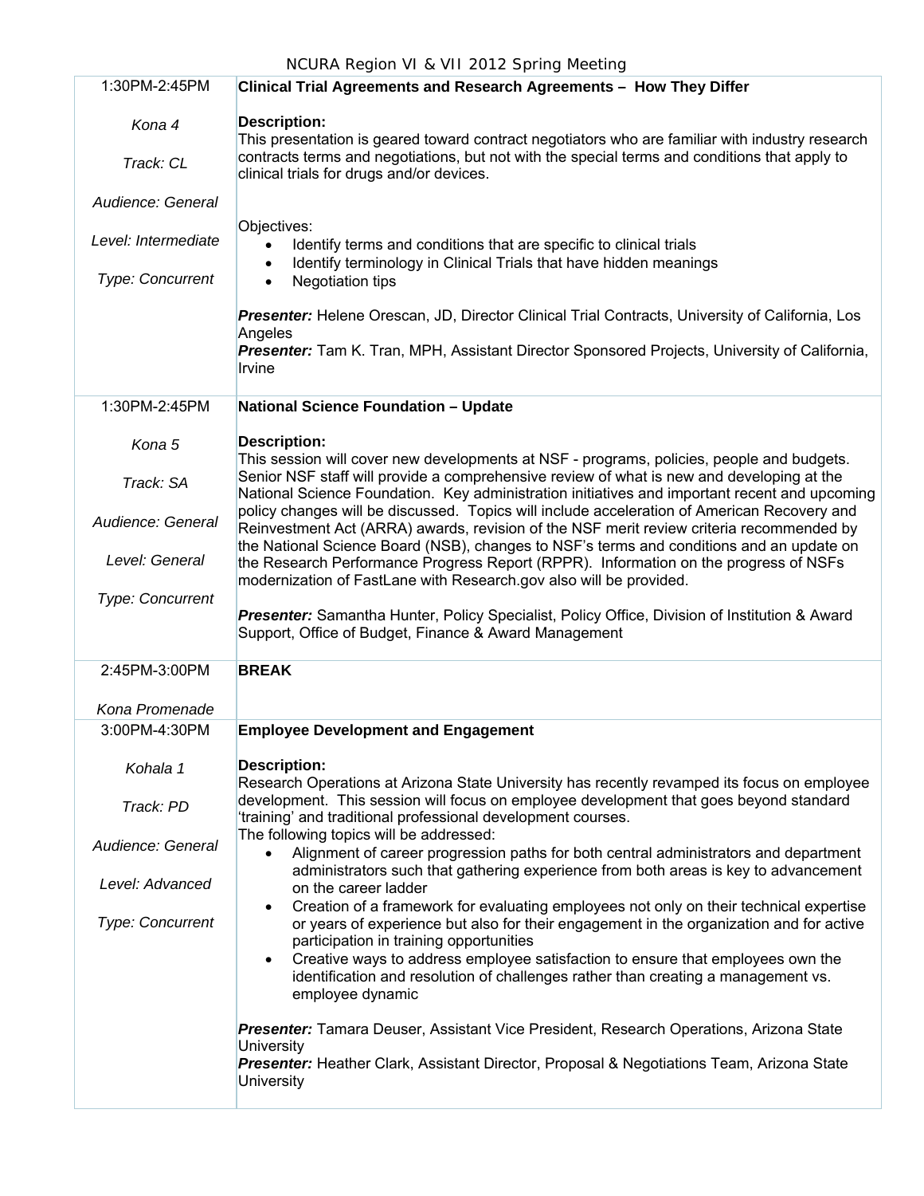| | |
|---|---|
| 1:30PM-2:45PM<br><br>*Kona 4*<br><br>*Track: CL*<br><br>*Audience: General*<br><br>*Level: Intermediate*<br><br>*Type: Concurrent* | **Clinical Trial Agreements and Research Agreements – How They Differ**<br><br>**Description:**<br>This presentation is geared toward contract negotiators who are familiar with industry research contracts terms and negotiations, but not with the special terms and conditions that apply to clinical trials for drugs and/or devices.<br><br>Objectives:<br>• Identify terms and conditions that are specific to clinical trials<br>• Identify terminology in Clinical Trials that have hidden meanings<br>• Negotiation tips<br><br>***Presenter:*** Helene Orescan, JD, Director Clinical Trial Contracts, University of California, Los Angeles<br>***Presenter:*** Tam K. Tran, MPH, Assistant Director Sponsored Projects, University of California, Irvine |
| 1:30PM-2:45PM<br><br>*Kona 5*<br><br>*Track: SA*<br><br>*Audience: General*<br><br>*Level: General*<br><br>*Type: Concurrent* | **National Science Foundation – Update**<br><br>**Description:**<br>This session will cover new developments at NSF - programs, policies, people and budgets. Senior NSF staff will provide a comprehensive review of what is new and developing at the National Science Foundation. Key administration initiatives and important recent and upcoming policy changes will be discussed. Topics will include acceleration of American Recovery and Reinvestment Act (ARRA) awards, revision of the NSF merit review criteria recommended by the National Science Board (NSB), changes to NSF's terms and conditions and an update on the Research Performance Progress Report (RPPR). Information on the progress of NSFs modernization of FastLane with Research.gov also will be provided.<br><br>***Presenter:*** Samantha Hunter, Policy Specialist, Policy Office, Division of Institution & Award Support, Office of Budget, Finance & Award Management |
| 2:45PM-3:00PM<br><br>*Kona Promenade* | **BREAK** |
| 3:00PM-4:30PM<br><br>*Kohala 1*<br><br>*Track: PD*<br><br>*Audience: General*<br><br>*Level: Advanced*<br><br>*Type: Concurrent* | **Employee Development and Engagement**<br><br>**Description:**<br>Research Operations at Arizona State University has recently revamped its focus on employee development. This session will focus on employee development that goes beyond standard 'training' and traditional professional development courses.<br>The following topics will be addressed:<br>• Alignment of career progression paths for both central administrators and department administrators such that gathering experience from both areas is key to advancement on the career ladder<br>• Creation of a framework for evaluating employees not only on their technical expertise or years of experience but also for their engagement in the organization and for active participation in training opportunities<br>• Creative ways to address employee satisfaction to ensure that employees own the identification and resolution of challenges rather than creating a management vs. employee dynamic<br><br>***Presenter:*** Tamara Deuser, Assistant Vice President, Research Operations, Arizona State University<br>***Presenter:*** Heather Clark, Assistant Director, Proposal & Negotiations Team, Arizona State University |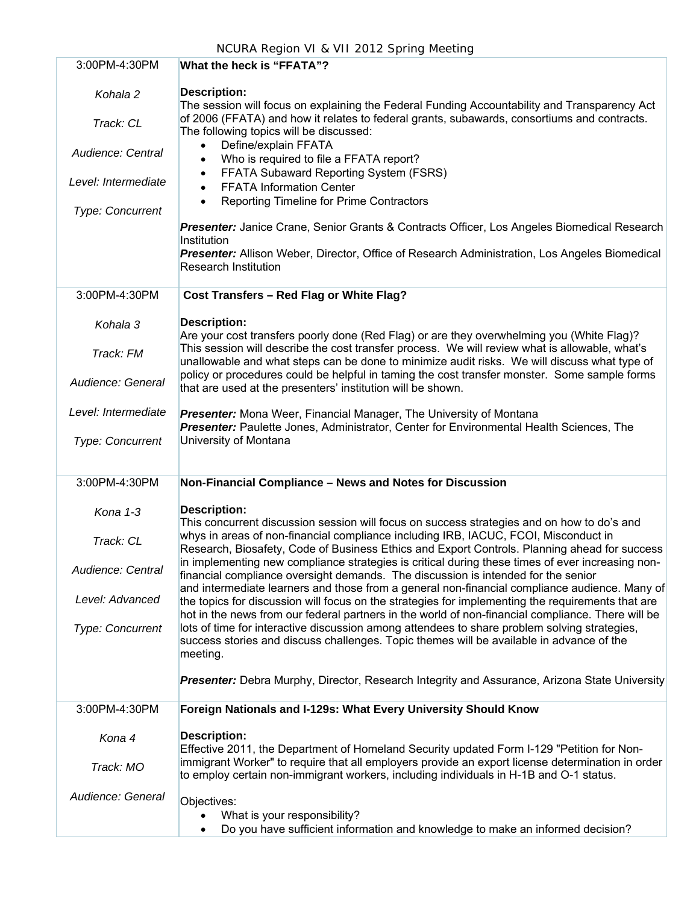| | |
|---|---|
| 3:00PM-4:30PM<br><br>*Kohala 2*<br><br>*Track: CL*<br><br>*Audience: Central*<br><br>*Level: Intermediate*<br><br>*Type: Concurrent* | **What the heck is "FFATA"?**<br><br>**Description:**<br>The session will focus on explaining the Federal Funding Accountability and Transparency Act of 2006 (FFATA) and how it relates to federal grants, subawards, consortiums and contracts. The following topics will be discussed:<br>• Define/explain FFATA<br>• Who is required to file a FFATA report?<br>• FFATA Subaward Reporting System (FSRS)<br>• FFATA Information Center<br>• Reporting Timeline for Prime Contractors<br><br>***Presenter:*** Janice Crane, Senior Grants & Contracts Officer, Los Angeles Biomedical Research Institution<br>***Presenter:*** Allison Weber, Director, Office of Research Administration, Los Angeles Biomedical Research Institution |
| 3:00PM-4:30PM<br><br>*Kohala 3*<br><br>*Track: FM*<br><br>*Audience: General*<br><br>*Level: Intermediate*<br><br>*Type: Concurrent* | **Cost Transfers – Red Flag or White Flag?**<br><br>**Description:**<br>Are your cost transfers poorly done (Red Flag) or are they overwhelming you (White Flag)? This session will describe the cost transfer process. We will review what is allowable, what's unallowable and what steps can be done to minimize audit risks. We will discuss what type of policy or procedures could be helpful in taming the cost transfer monster. Some sample forms that are used at the presenters' institution will be shown.<br><br>***Presenter:*** Mona Weer, Financial Manager, The University of Montana<br>***Presenter:*** Paulette Jones, Administrator, Center for Environmental Health Sciences, The University of Montana |
| 3:00PM-4:30PM<br><br>*Kona 1-3*<br><br>*Track: CL*<br><br>*Audience: Central*<br><br>*Level: Advanced*<br><br>*Type: Concurrent* | **Non-Financial Compliance – News and Notes for Discussion**<br><br>**Description:**<br>This concurrent discussion session will focus on success strategies and on how to do's and whys in areas of non-financial compliance including IRB, IACUC, FCOI, Misconduct in Research, Biosafety, Code of Business Ethics and Export Controls. Planning ahead for success in implementing new compliance strategies is critical during these times of ever increasing non-financial compliance oversight demands. The discussion is intended for the senior and intermediate learners and those from a general non-financial compliance audience. Many of the topics for discussion will focus on the strategies for implementing the requirements that are hot in the news from our federal partners in the world of non-financial compliance. There will be lots of time for interactive discussion among attendees to share problem solving strategies, success stories and discuss challenges. Topic themes will be available in advance of the meeting.<br><br>***Presenter:*** Debra Murphy, Director, Research Integrity and Assurance, Arizona State University |
| 3:00PM-4:30PM<br><br>*Kona 4*<br><br>*Track: MO*<br><br>*Audience: General* | **Foreign Nationals and I-129s: What Every University Should Know**<br><br>**Description:**<br>Effective 2011, the Department of Homeland Security updated Form I-129 "Petition for Non-immigrant Worker" to require that all employers provide an export license determination in order to employ certain non-immigrant workers, including individuals in H-1B and O-1 status.<br><br>Objectives:<br>• What is your responsibility?<br>• Do you have sufficient information and knowledge to make an informed decision? |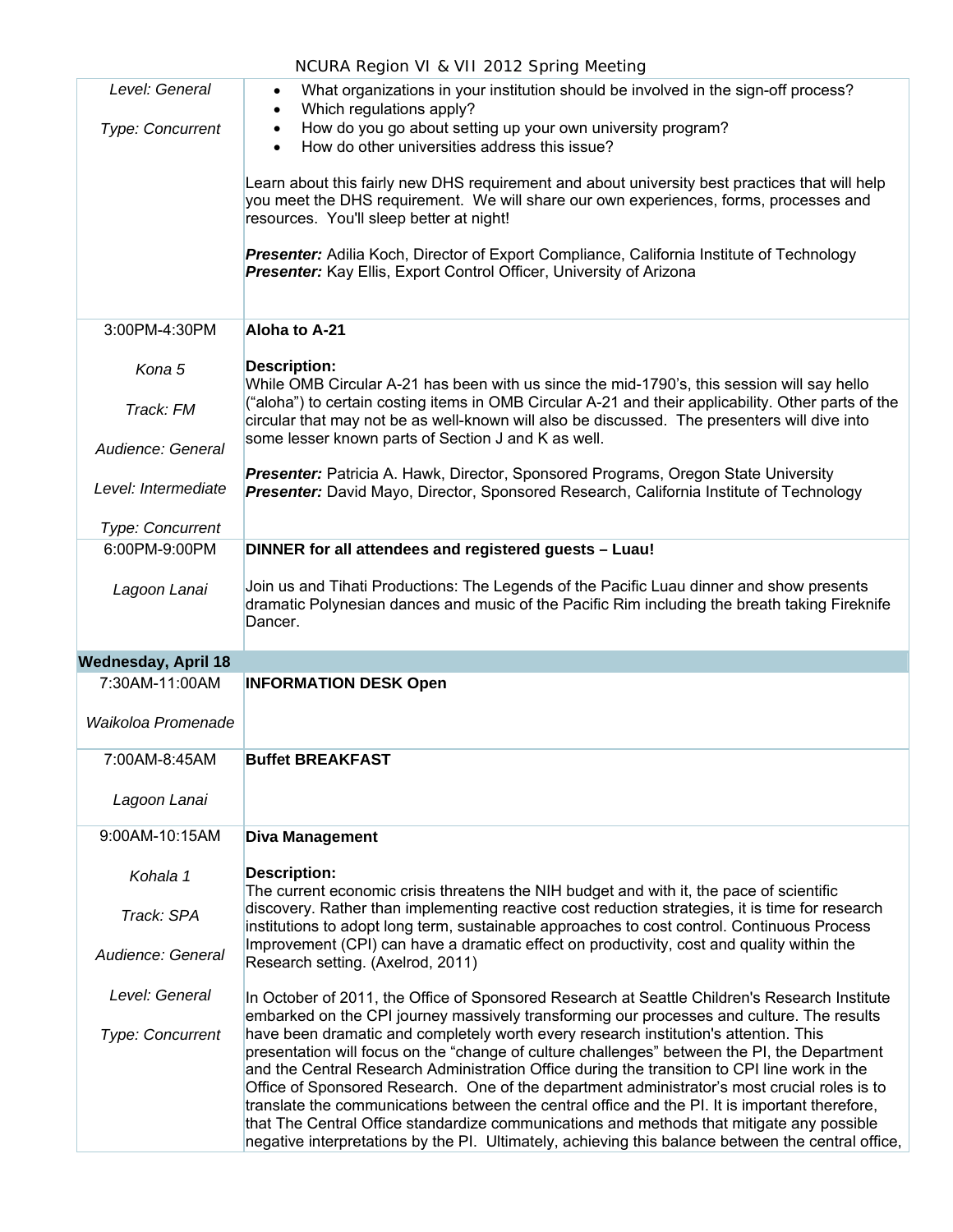| | |
|---|---|
| *Level: General*<br><br>*Type: Concurrent* | • What organizations in your institution should be involved in the sign-off process?<br>• Which regulations apply?<br>• How do you go about setting up your own university program?<br>• How do other universities address this issue?<br><br>Learn about this fairly new DHS requirement and about university best practices that will help you meet the DHS requirement. We will share our own experiences, forms, processes and resources. You'll sleep better at night!<br><br>***Presenter:*** Adilia Koch, Director of Export Compliance, California Institute of Technology<br>***Presenter:*** Kay Ellis, Export Control Officer, University of Arizona |
| 3:00PM-4:30PM<br><br>*Kona 5*<br><br>*Track: FM*<br><br>*Audience: General*<br><br>*Level: Intermediate*<br><br>*Type: Concurrent* | **Aloha to A-21**<br><br>**Description:**<br>While OMB Circular A-21 has been with us since the mid-1790's, this session will say hello ("aloha") to certain costing items in OMB Circular A-21 and their applicability. Other parts of the circular that may not be as well-known will also be discussed. The presenters will dive into some lesser known parts of Section J and K as well.<br><br>***Presenter:*** Patricia A. Hawk, Director, Sponsored Programs, Oregon State University<br>***Presenter:*** David Mayo, Director, Sponsored Research, California Institute of Technology |
| 6:00PM-9:00PM<br><br>*Lagoon Lanai* | **DINNER for all attendees and registered guests – Luau!**<br><br>Join us and Tihati Productions: The Legends of the Pacific Luau dinner and show presents dramatic Polynesian dances and music of the Pacific Rim including the breath taking Fireknife Dancer. |
| **Wednesday, April 18** | |
| 7:30AM-11:00AM<br><br>*Waikoloa Promenade* | **INFORMATION DESK Open** |
| 7:00AM-8:45AM<br><br>*Lagoon Lanai* | **Buffet BREAKFAST** |
| 9:00AM-10:15AM<br><br>*Kohala 1*<br><br>*Track: SPA*<br><br>*Audience: General*<br><br>*Level: General*<br><br>*Type: Concurrent* | **Diva Management**<br><br>**Description:**<br>The current economic crisis threatens the NIH budget and with it, the pace of scientific discovery. Rather than implementing reactive cost reduction strategies, it is time for research institutions to adopt long term, sustainable approaches to cost control. Continuous Process Improvement (CPI) can have a dramatic effect on productivity, cost and quality within the Research setting. (Axelrod, 2011)<br><br>In October of 2011, the Office of Sponsored Research at Seattle Children's Research Institute embarked on the CPI journey massively transforming our processes and culture. The results have been dramatic and completely worth every research institution's attention. This presentation will focus on the "change of culture challenges" between the PI, the Department and the Central Research Administration Office during the transition to CPI line work in the Office of Sponsored Research. One of the department administrator's most crucial roles is to translate the communications between the central office and the PI. It is important therefore, that The Central Office standardize communications and methods that mitigate any possible negative interpretations by the PI. Ultimately, achieving this balance between the central office, |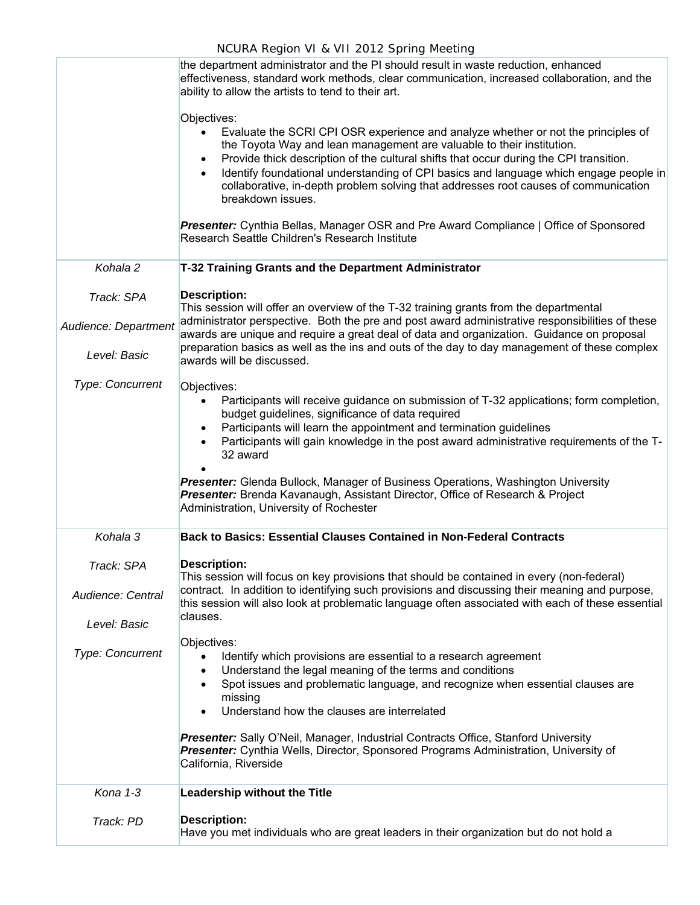|  |  |
|---|---|
|  | the department administrator and the PI should result in waste reduction, enhanced effectiveness, standard work methods, clear communication, increased collaboration, and the ability to allow the artists to tend to their art.<br><br>Objectives:<br>• Evaluate the SCRI CPI OSR experience and analyze whether or not the principles of the Toyota Way and lean management are valuable to their institution.<br>• Provide thick description of the cultural shifts that occur during the CPI transition.<br>• Identify foundational understanding of CPI basics and language which engage people in collaborative, in-depth problem solving that addresses root causes of communication breakdown issues.<br><br>***Presenter:*** Cynthia Bellas, Manager OSR and Pre Award Compliance \| Office of Sponsored Research Seattle Children's Research Institute |
| *Kohala 2*<br><br>*Track: SPA*<br><br>*Audience: Department*<br><br>*Level: Basic*<br><br>*Type: Concurrent* | **T-32 Training Grants and the Department Administrator**<br><br>**Description:**<br>This session will offer an overview of the T-32 training grants from the departmental administrator perspective. Both the pre and post award administrative responsibilities of these awards are unique and require a great deal of data and organization. Guidance on proposal preparation basics as well as the ins and outs of the day to day management of these complex awards will be discussed.<br><br>Objectives:<br>• Participants will receive guidance on submission of T-32 applications; form completion, budget guidelines, significance of data required<br>• Participants will learn the appointment and termination guidelines<br>• Participants will gain knowledge in the post award administrative requirements of the T-32 award<br>•<br><br>***Presenter:*** Glenda Bullock, Manager of Business Operations, Washington University<br>***Presenter:*** Brenda Kavanaugh, Assistant Director, Office of Research & Project Administration, University of Rochester |
| *Kohala 3*<br><br>*Track: SPA*<br><br>*Audience: Central*<br><br>*Level: Basic*<br><br>*Type: Concurrent* | **Back to Basics: Essential Clauses Contained in Non-Federal Contracts**<br><br>**Description:**<br>This session will focus on key provisions that should be contained in every (non-federal) contract. In addition to identifying such provisions and discussing their meaning and purpose, this session will also look at problematic language often associated with each of these essential clauses.<br><br>Objectives:<br>• Identify which provisions are essential to a research agreement<br>• Understand the legal meaning of the terms and conditions<br>• Spot issues and problematic language, and recognize when essential clauses are missing<br>• Understand how the clauses are interrelated<br><br>***Presenter:*** Sally O'Neil, Manager, Industrial Contracts Office, Stanford University<br>***Presenter:*** Cynthia Wells, Director, Sponsored Programs Administration, University of California, Riverside |
| *Kona 1-3*<br><br>*Track: PD* | **Leadership without the Title**<br><br>**Description:**<br>Have you met individuals who are great leaders in their organization but do not hold a |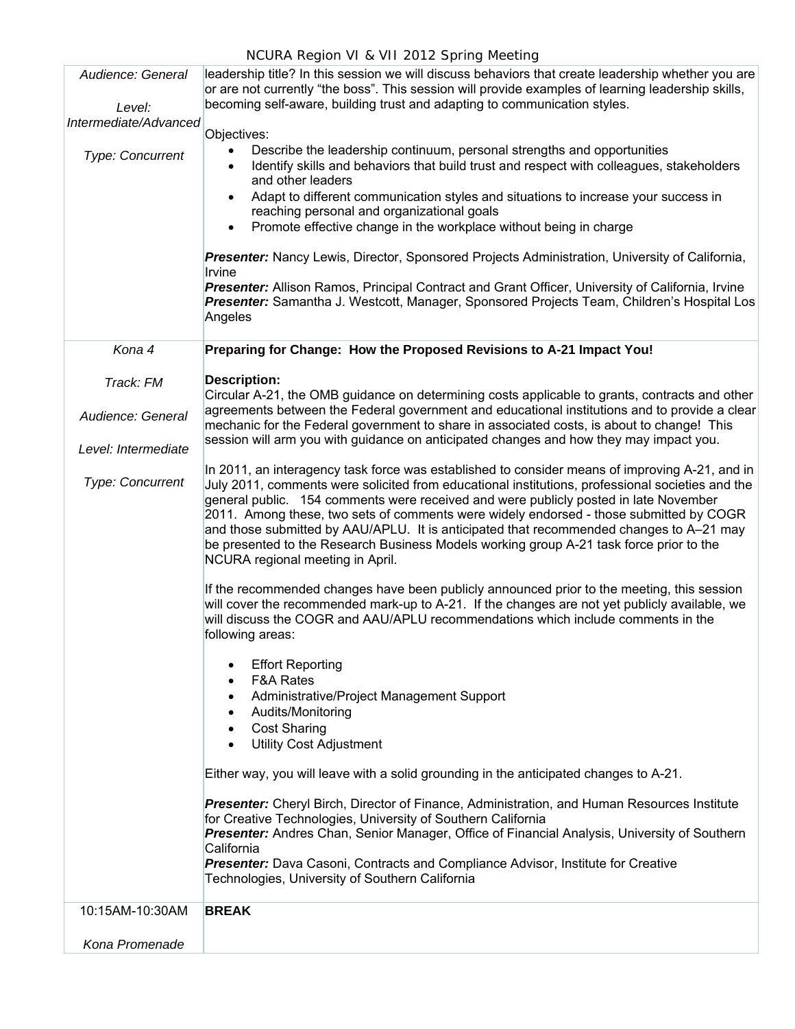| | |
|---|---|
| *Audience: General*<br><br>*Level: Intermediate/Advanced*<br><br>*Type: Concurrent* | leadership title? In this session we will discuss behaviors that create leadership whether you are or are not currently "the boss". This session will provide examples of learning leadership skills, becoming self-aware, building trust and adapting to communication styles.<br><br>Objectives:<br>• Describe the leadership continuum, personal strengths and opportunities<br>• Identify skills and behaviors that build trust and respect with colleagues, stakeholders and other leaders<br>• Adapt to different communication styles and situations to increase your success in reaching personal and organizational goals<br>• Promote effective change in the workplace without being in charge<br><br>***Presenter:*** Nancy Lewis, Director, Sponsored Projects Administration, University of California, Irvine<br>***Presenter:*** Allison Ramos, Principal Contract and Grant Officer, University of California, Irvine<br>***Presenter:*** Samantha J. Westcott, Manager, Sponsored Projects Team, Children's Hospital Los Angeles |
| *Kona 4*<br><br>*Track: FM*<br><br>*Audience: General*<br><br>*Level: Intermediate*<br><br>*Type: Concurrent* | **Preparing for Change: How the Proposed Revisions to A-21 Impact You!**<br><br>**Description:**<br>Circular A-21, the OMB guidance on determining costs applicable to grants, contracts and other agreements between the Federal government and educational institutions and to provide a clear mechanic for the Federal government to share in associated costs, is about to change! This session will arm you with guidance on anticipated changes and how they may impact you.<br><br>In 2011, an interagency task force was established to consider means of improving A-21, and in July 2011, comments were solicited from educational institutions, professional societies and the general public. 154 comments were received and were publicly posted in late November 2011. Among these, two sets of comments were widely endorsed - those submitted by COGR and those submitted by AAU/APLU. It is anticipated that recommended changes to A–21 may be presented to the Research Business Models working group A-21 task force prior to the NCURA regional meeting in April.<br><br>If the recommended changes have been publicly announced prior to the meeting, this session will cover the recommended mark-up to A-21. If the changes are not yet publicly available, we will discuss the COGR and AAU/APLU recommendations which include comments in the following areas:<br><br>• Effort Reporting<br>• F&A Rates<br>• Administrative/Project Management Support<br>• Audits/Monitoring<br>• Cost Sharing<br>• Utility Cost Adjustment<br><br>Either way, you will leave with a solid grounding in the anticipated changes to A-21.<br><br>***Presenter:*** Cheryl Birch, Director of Finance, Administration, and Human Resources Institute for Creative Technologies, University of Southern California<br>***Presenter:*** Andres Chan, Senior Manager, Office of Financial Analysis, University of Southern California<br>***Presenter:*** Dava Casoni, Contracts and Compliance Advisor, Institute for Creative Technologies, University of Southern California |
| 10:15AM-10:30AM<br><br>*Kona Promenade* | **BREAK** |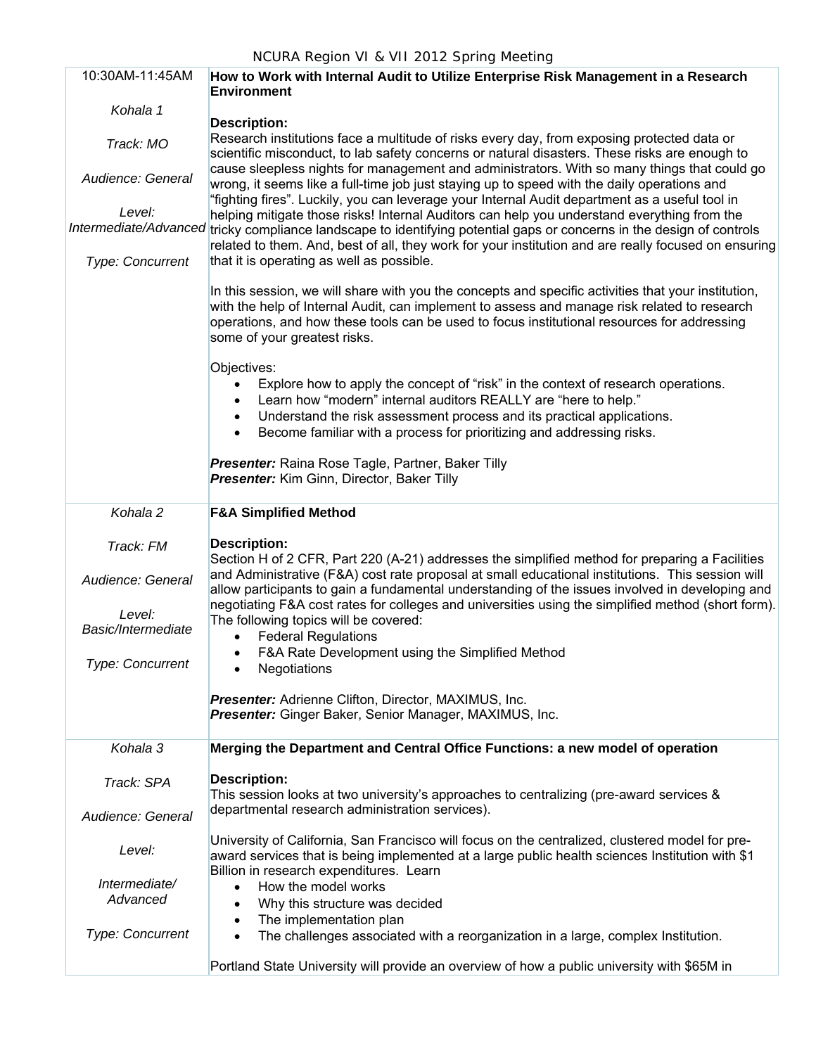| | |
|---|---|
| 10:30AM-11:45AM<br><br>*Kohala 1*<br><br>*Track: MO*<br><br>*Audience: General*<br><br>*Level: Intermediate/Advanced*<br><br>*Type: Concurrent* | **How to Work with Internal Audit to Utilize Enterprise Risk Management in a Research Environment**<br><br>**Description:**<br>Research institutions face a multitude of risks every day, from exposing protected data or scientific misconduct, to lab safety concerns or natural disasters. These risks are enough to cause sleepless nights for management and administrators. With so many things that could go wrong, it seems like a full-time job just staying up to speed with the daily operations and "fighting fires". Luckily, you can leverage your Internal Audit department as a useful tool in helping mitigate those risks! Internal Auditors can help you understand everything from the tricky compliance landscape to identifying potential gaps or concerns in the design of controls related to them. And, best of all, they work for your institution and are really focused on ensuring that it is operating as well as possible.<br><br>In this session, we will share with you the concepts and specific activities that your institution, with the help of Internal Audit, can implement to assess and manage risk related to research operations, and how these tools can be used to focus institutional resources for addressing some of your greatest risks.<br><br>Objectives:<br>• Explore how to apply the concept of "risk" in the context of research operations.<br>• Learn how "modern" internal auditors REALLY are "here to help."<br>• Understand the risk assessment process and its practical applications.<br>• Become familiar with a process for prioritizing and addressing risks.<br><br>***Presenter:*** Raina Rose Tagle, Partner, Baker Tilly<br>***Presenter:*** Kim Ginn, Director, Baker Tilly |
| *Kohala 2*<br><br>*Track: FM*<br><br>*Audience: General*<br><br>*Level: Basic/Intermediate*<br><br>*Type: Concurrent* | **F&A Simplified Method**<br><br>**Description:**<br>Section H of 2 CFR, Part 220 (A-21) addresses the simplified method for preparing a Facilities and Administrative (F&A) cost rate proposal at small educational institutions. This session will allow participants to gain a fundamental understanding of the issues involved in developing and negotiating F&A cost rates for colleges and universities using the simplified method (short form). The following topics will be covered:<br>• Federal Regulations<br>• F&A Rate Development using the Simplified Method<br>• Negotiations<br><br>***Presenter:*** Adrienne Clifton, Director, MAXIMUS, Inc.<br>***Presenter:*** Ginger Baker, Senior Manager, MAXIMUS, Inc. |
| *Kohala 3*<br><br>*Track: SPA*<br><br>*Audience: General*<br><br>*Level:*<br><br>*Intermediate/ Advanced*<br><br>*Type: Concurrent* | **Merging the Department and Central Office Functions: a new model of operation**<br><br>**Description:**<br>This session looks at two university's approaches to centralizing (pre-award services & departmental research administration services).<br><br>University of California, San Francisco will focus on the centralized, clustered model for pre-award services that is being implemented at a large public health sciences Institution with $1 Billion in research expenditures. Learn<br>• How the model works<br>• Why this structure was decided<br>• The implementation plan<br>• The challenges associated with a reorganization in a large, complex Institution.<br><br>Portland State University will provide an overview of how a public university with $65M in |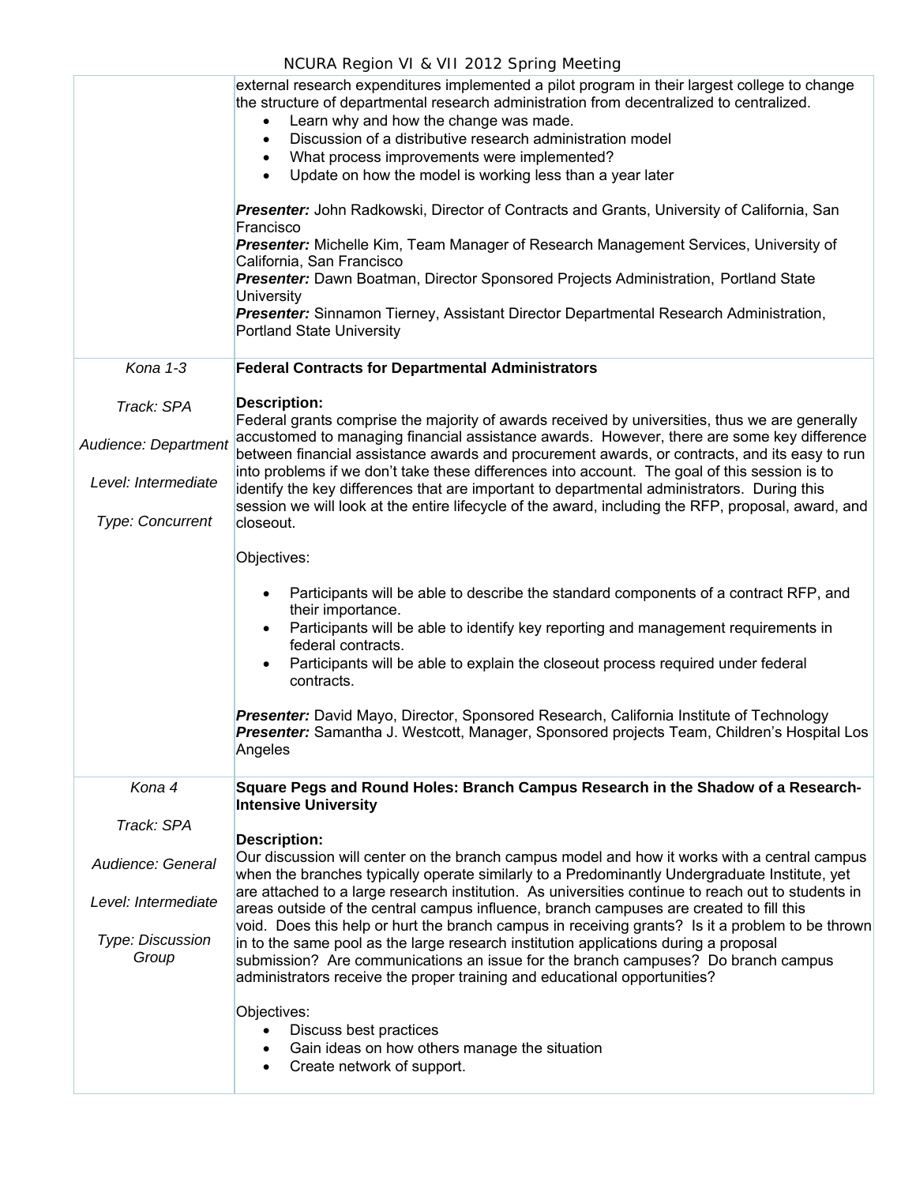| | |
|---|---|
| | external research expenditures implemented a pilot program in their largest college to change the structure of departmental research administration from decentralized to centralized.<br>• Learn why and how the change was made.<br>• Discussion of a distributive research administration model<br>• What process improvements were implemented?<br>• Update on how the model is working less than a year later<br><br>***Presenter:*** John Radkowski, Director of Contracts and Grants, University of California, San Francisco<br>***Presenter:*** Michelle Kim, Team Manager of Research Management Services, University of California, San Francisco<br>***Presenter:*** Dawn Boatman, Director Sponsored Projects Administration, Portland State University<br>***Presenter:*** Sinnamon Tierney, Assistant Director Departmental Research Administration, Portland State University |
| *Kona 1-3*<br><br>*Track: SPA*<br><br>*Audience: Department*<br><br>*Level: Intermediate*<br><br>*Type: Concurrent* | **Federal Contracts for Departmental Administrators**<br><br>**Description:**<br>Federal grants comprise the majority of awards received by universities, thus we are generally accustomed to managing financial assistance awards. However, there are some key difference between financial assistance awards and procurement awards, or contracts, and its easy to run into problems if we don't take these differences into account. The goal of this session is to identify the key differences that are important to departmental administrators. During this session we will look at the entire lifecycle of the award, including the RFP, proposal, award, and closeout.<br><br>Objectives:<br><br>• Participants will be able to describe the standard components of a contract RFP, and their importance.<br>• Participants will be able to identify key reporting and management requirements in federal contracts.<br>• Participants will be able to explain the closeout process required under federal contracts.<br><br>***Presenter:*** David Mayo, Director, Sponsored Research, California Institute of Technology<br>***Presenter:*** Samantha J. Westcott, Manager, Sponsored projects Team, Children's Hospital Los Angeles |
| *Kona 4*<br><br>*Track: SPA*<br><br>*Audience: General*<br><br>*Level: Intermediate*<br><br>*Type: Discussion Group* | **Square Pegs and Round Holes: Branch Campus Research in the Shadow of a Research-Intensive University**<br><br>**Description:**<br>Our discussion will center on the branch campus model and how it works with a central campus when the branches typically operate similarly to a Predominantly Undergraduate Institute, yet are attached to a large research institution. As universities continue to reach out to students in areas outside of the central campus influence, branch campuses are created to fill this void. Does this help or hurt the branch campus in receiving grants? Is it a problem to be thrown in to the same pool as the large research institution applications during a proposal submission? Are communications an issue for the branch campuses? Do branch campus administrators receive the proper training and educational opportunities?<br><br>Objectives:<br>• Discuss best practices<br>• Gain ideas on how others manage the situation<br>• Create network of support. |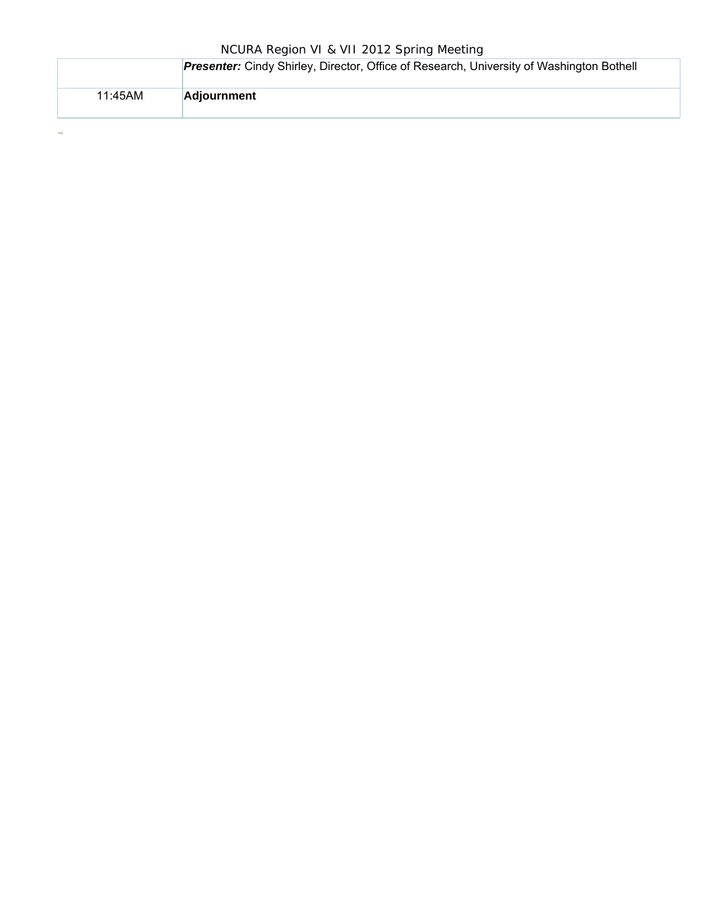| | |
|---|---|
| | ***Presenter:*** Cindy Shirley, Director, Office of Research, University of Washington Bothell |
| 11:45AM | **Adjournment** |